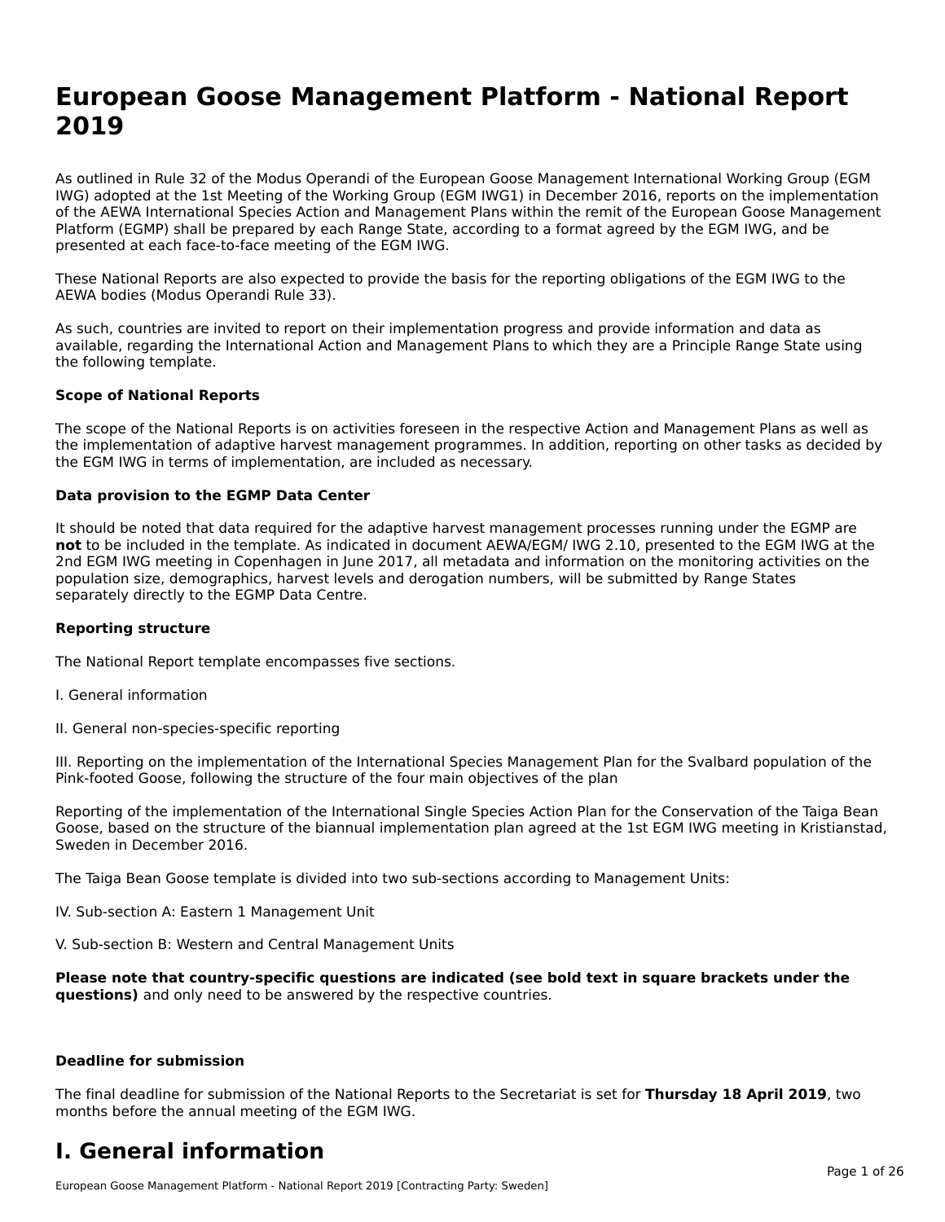# European Goose Management Platform - National Report 2019

As outlined in Rule 32 of the Modus Operandi of the European Goose Management International Working Group (EGM IWG) adopted at the 1st Meeting of the Working Group (EGM IWG1) in December 2016, reports on the implementation of the AEWA International Species Action and Management Plans within the remit of the European Goose Management Platform (EGMP) shall be prepared by each Range State, according to a format agreed by the EGM IWG, and be presented at each face-to-face meeting of the EGM IWG.

These National Reports are also expected to provide the basis for the reporting obligations of the EGM IWG to the AEWA bodies (Modus Operandi Rule 33).

As such, countries are invited to report on their implementation progress and provide information and data as available, regarding the International Action and Management Plans to which they are a Principle Range State using the following template.

**Scope of National Reports**

The scope of the National Reports is on activities foreseen in the respective Action and Management Plans as well as the implementation of adaptive harvest management programmes. In addition, reporting on other tasks as decided by the EGM IWG in terms of implementation, are included as necessary.

**Data provision to the EGMP Data Center**

It should be noted that data required for the adaptive harvest management processes running under the EGMP are **not** to be included in the template. As indicated in document AEWA/EGM/ IWG 2.10, presented to the EGM IWG at the 2nd EGM IWG meeting in Copenhagen in June 2017, all metadata and information on the monitoring activities on the population size, demographics, harvest levels and derogation numbers, will be submitted by Range States separately directly to the EGMP Data Centre.

**Reporting structure**

The National Report template encompasses five sections.

I. General information

II. General non-species-specific reporting

III. Reporting on the implementation of the International Species Management Plan for the Svalbard population of the Pink-footed Goose, following the structure of the four main objectives of the plan

Reporting of the implementation of the International Single Species Action Plan for the Conservation of the Taiga Bean Goose, based on the structure of the biannual implementation plan agreed at the 1st EGM IWG meeting in Kristianstad, Sweden in December 2016.

The Taiga Bean Goose template is divided into two sub-sections according to Management Units:

IV. Sub-section A: Eastern 1 Management Unit

V. Sub-section B: Western and Central Management Units

**Please note that country-specific questions are indicated (see bold text in square brackets under the questions)** and only need to be answered by the respective countries.

**Deadline for submission**

The final deadline for submission of the National Reports to the Secretariat is set for **Thursday 18 April 2019**, two months before the annual meeting of the EGM IWG.

# I. General information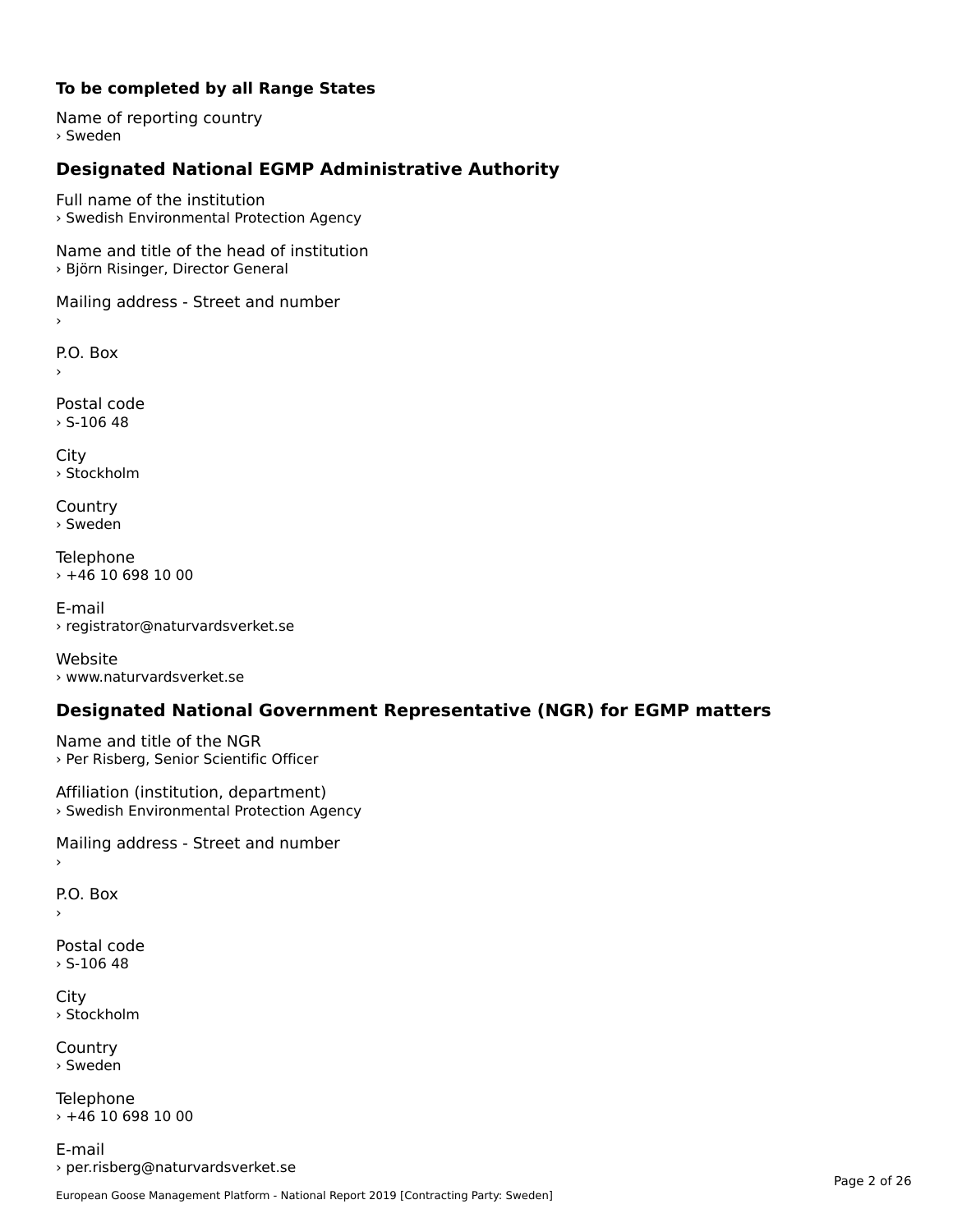**To be completed by all Range States**

Name of reporting country
› Sweden

## Designated National EGMP Administrative Authority

Full name of the institution
› Swedish Environmental Protection Agency

Name and title of the head of institution
› Björn Risinger, Director General

Mailing address - Street and number
›

P.O. Box
›

Postal code
› S-106 48

City
› Stockholm

Country
› Sweden

Telephone
› +46 10 698 10 00

E-mail
› registrator@naturvardsverket.se

Website
› www.naturvardsverket.se

## Designated National Government Representative (NGR) for EGMP matters

Name and title of the NGR
› Per Risberg, Senior Scientific Officer

Affiliation (institution, department)
› Swedish Environmental Protection Agency

Mailing address - Street and number
›

P.O. Box
›

Postal code
› S-106 48

City
› Stockholm

Country
› Sweden

Telephone
› +46 10 698 10 00

E-mail
› per.risberg@naturvardsverket.se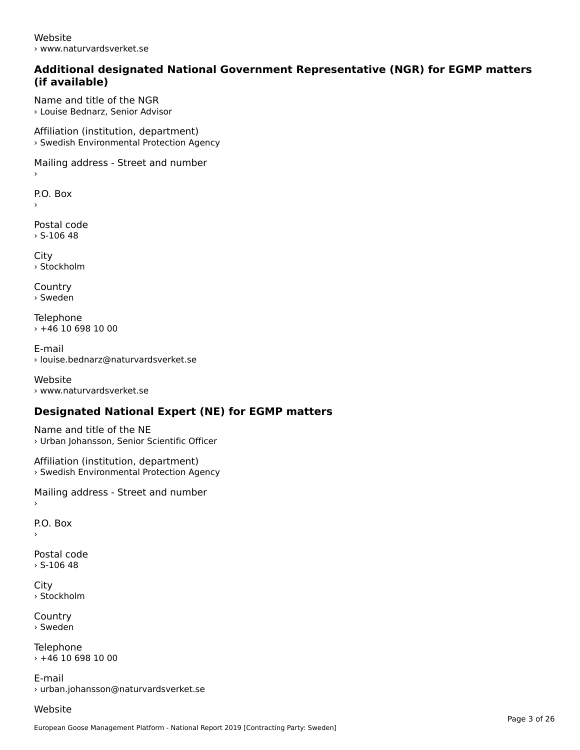Website
› www.naturvardsverket.se

### Additional designated National Government Representative (NGR) for EGMP matters (if available)

Name and title of the NGR
› Louise Bednarz, Senior Advisor

Affiliation (institution, department)
› Swedish Environmental Protection Agency

Mailing address - Street and number
›

P.O. Box
›

Postal code
› S-106 48

City
› Stockholm

Country
› Sweden

Telephone
› +46 10 698 10 00

E-mail
› louise.bednarz@naturvardsverket.se

Website
› www.naturvardsverket.se

### Designated National Expert (NE) for EGMP matters

Name and title of the NE
› Urban Johansson, Senior Scientific Officer

Affiliation (institution, department)
› Swedish Environmental Protection Agency

Mailing address - Street and number
›

P.O. Box
›

Postal code
› S-106 48

City
› Stockholm

Country
› Sweden

Telephone
› +46 10 698 10 00

E-mail
› urban.johansson@naturvardsverket.se

Website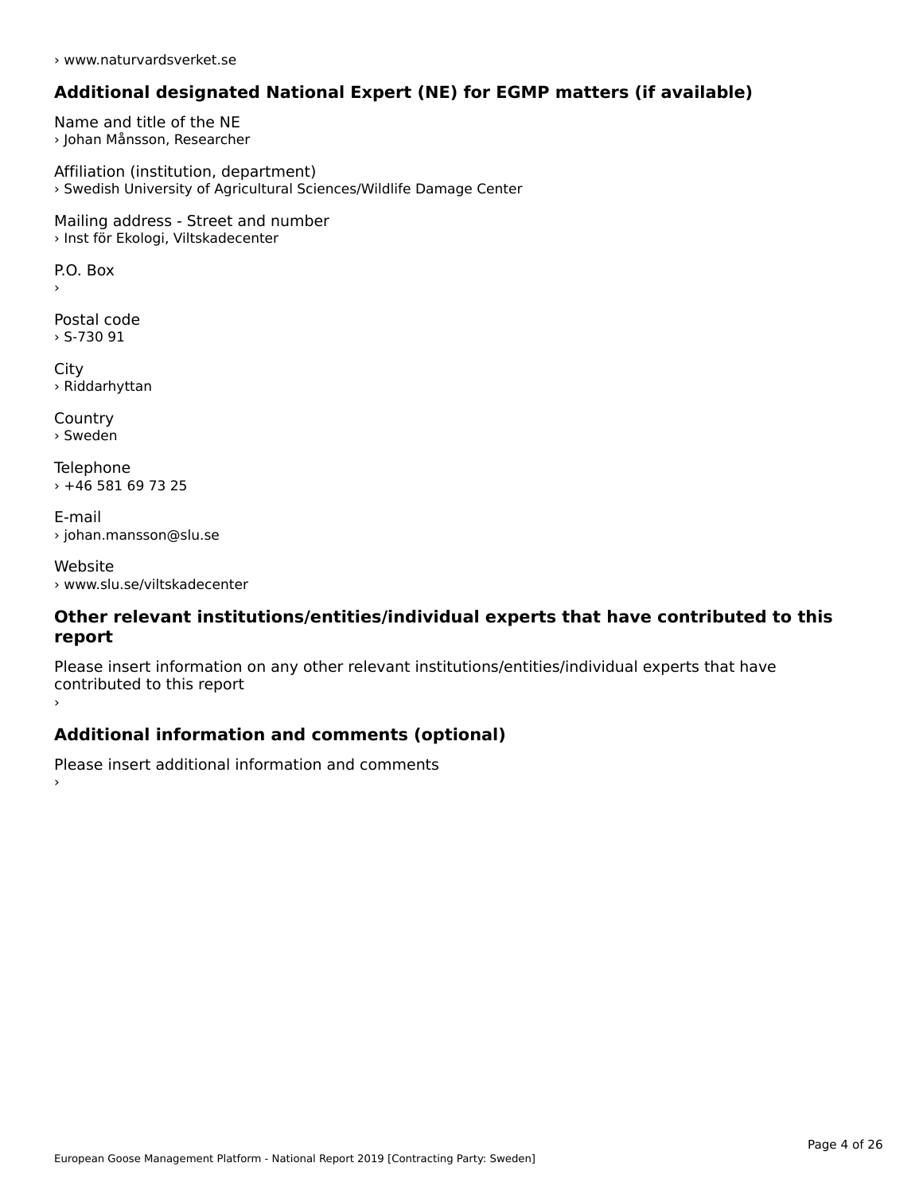› www.naturvardsverket.se

## Additional designated National Expert (NE) for EGMP matters (if available)

Name and title of the NE
› Johan Månsson, Researcher

Affiliation (institution, department)
› Swedish University of Agricultural Sciences/Wildlife Damage Center

Mailing address - Street and number
› Inst för Ekologi, Viltskadecenter

P.O. Box
›

Postal code
› S-730 91

City
› Riddarhyttan

Country
› Sweden

Telephone
› +46 581 69 73 25

E-mail
› johan.mansson@slu.se

Website
› www.slu.se/viltskadecenter

## Other relevant institutions/entities/individual experts that have contributed to this report

Please insert information on any other relevant institutions/entities/individual experts that have contributed to this report
›

## Additional information and comments (optional)

Please insert additional information and comments
›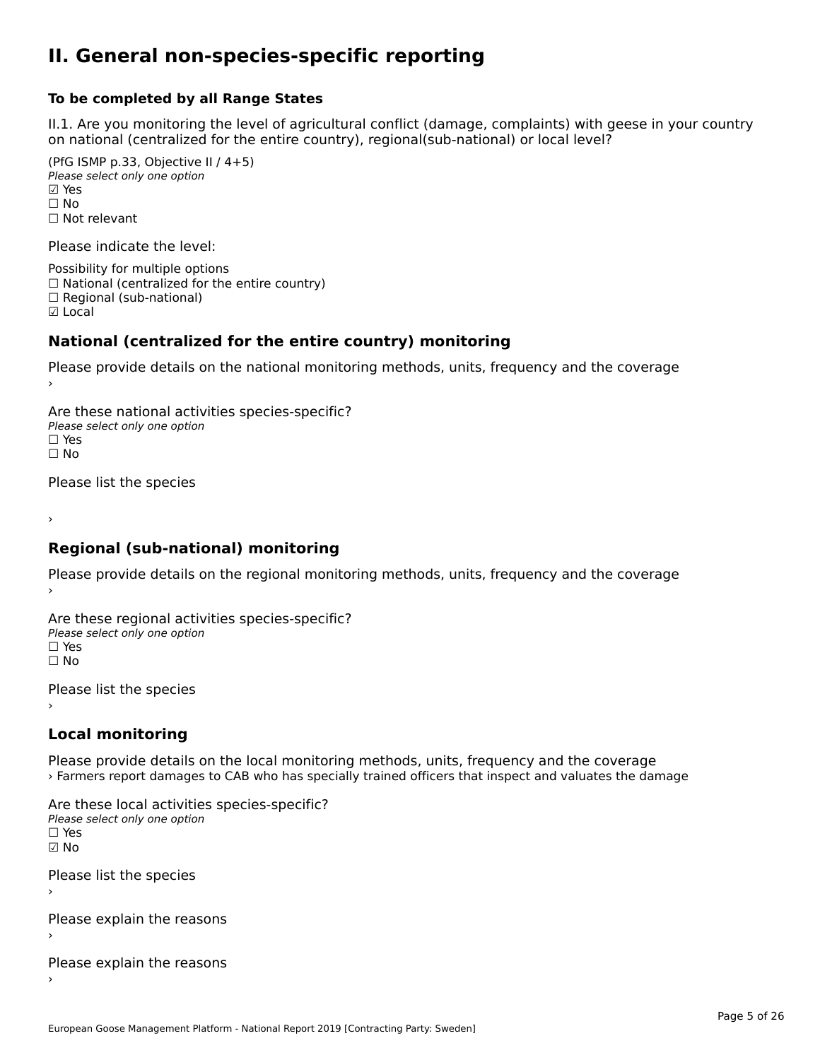# II. General non-species-specific reporting

### To be completed by all Range States

II.1. Are you monitoring the level of agricultural conflict (damage, complaints) with geese in your country on national (centralized for the entire country), regional(sub-national) or local level?

(PfG ISMP p.33, Objective II / 4+5)
*Please select only one option*
☑ Yes
☐ No
☐ Not relevant

Please indicate the level:

Possibility for multiple options
☐ National (centralized for the entire country)
☐ Regional (sub-national)
☑ Local

## National (centralized for the entire country) monitoring

Please provide details on the national monitoring methods, units, frequency and the coverage
›

Are these national activities species-specific?
*Please select only one option*
☐ Yes
☐ No

Please list the species

›

## Regional (sub-national) monitoring

Please provide details on the regional monitoring methods, units, frequency and the coverage
›

Are these regional activities species-specific?
*Please select only one option*
☐ Yes
☐ No

Please list the species
›

## Local monitoring

Please provide details on the local monitoring methods, units, frequency and the coverage
› Farmers report damages to CAB who has specially trained officers that inspect and valuates the damage

Are these local activities species-specific?
*Please select only one option*
☐ Yes
☑ No

Please list the species
›

Please explain the reasons
›

Please explain the reasons
›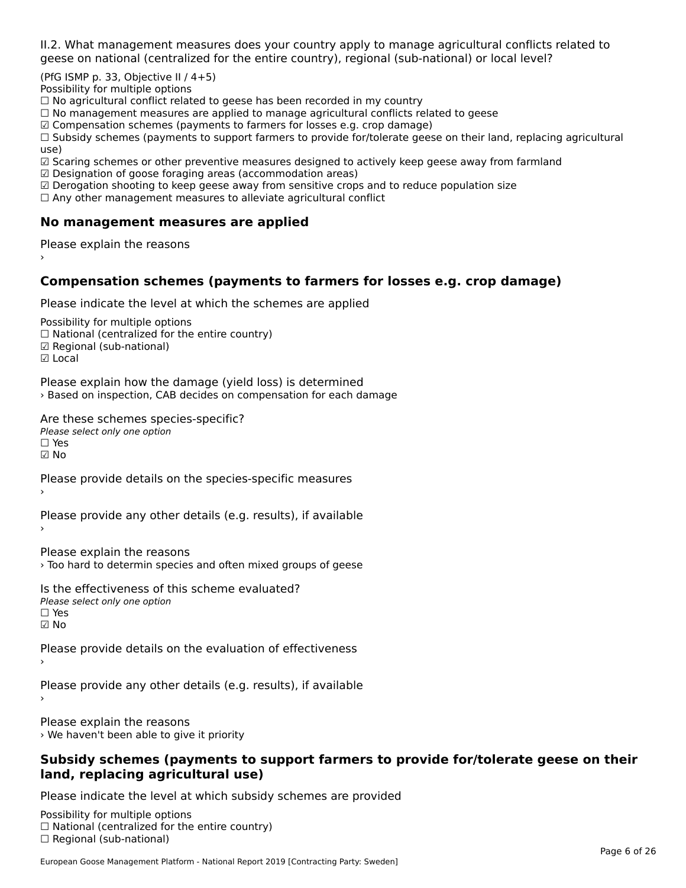II.2. What management measures does your country apply to manage agricultural conflicts related to geese on national (centralized for the entire country), regional (sub-national) or local level?

(PfG ISMP p. 33, Objective II / 4+5)
Possibility for multiple options
☐ No agricultural conflict related to geese has been recorded in my country
☐ No management measures are applied to manage agricultural conflicts related to geese
☑ Compensation schemes (payments to farmers for losses e.g. crop damage)
☐ Subsidy schemes (payments to support farmers to provide for/tolerate geese on their land, replacing agricultural use)
☑ Scaring schemes or other preventive measures designed to actively keep geese away from farmland
☑ Designation of goose foraging areas (accommodation areas)
☑ Derogation shooting to keep geese away from sensitive crops and to reduce population size
☐ Any other management measures to alleviate agricultural conflict

### No management measures are applied

Please explain the reasons
›

### Compensation schemes (payments to farmers for losses e.g. crop damage)

Please indicate the level at which the schemes are applied

Possibility for multiple options
☐ National (centralized for the entire country)
☑ Regional (sub-national)
☑ Local

Please explain how the damage (yield loss) is determined
› Based on inspection, CAB decides on compensation for each damage

Are these schemes species-specific?
*Please select only one option*
☐ Yes
☑ No

Please provide details on the species-specific measures
›

Please provide any other details (e.g. results), if available
›

Please explain the reasons
› Too hard to determin species and often mixed groups of geese

Is the effectiveness of this scheme evaluated?
*Please select only one option*
☐ Yes
☑ No

Please provide details on the evaluation of effectiveness
›

Please provide any other details (e.g. results), if available
›

Please explain the reasons
› We haven't been able to give it priority

### Subsidy schemes (payments to support farmers to provide for/tolerate geese on their land, replacing agricultural use)

Please indicate the level at which subsidy schemes are provided

Possibility for multiple options
☐ National (centralized for the entire country)
☐ Regional (sub-national)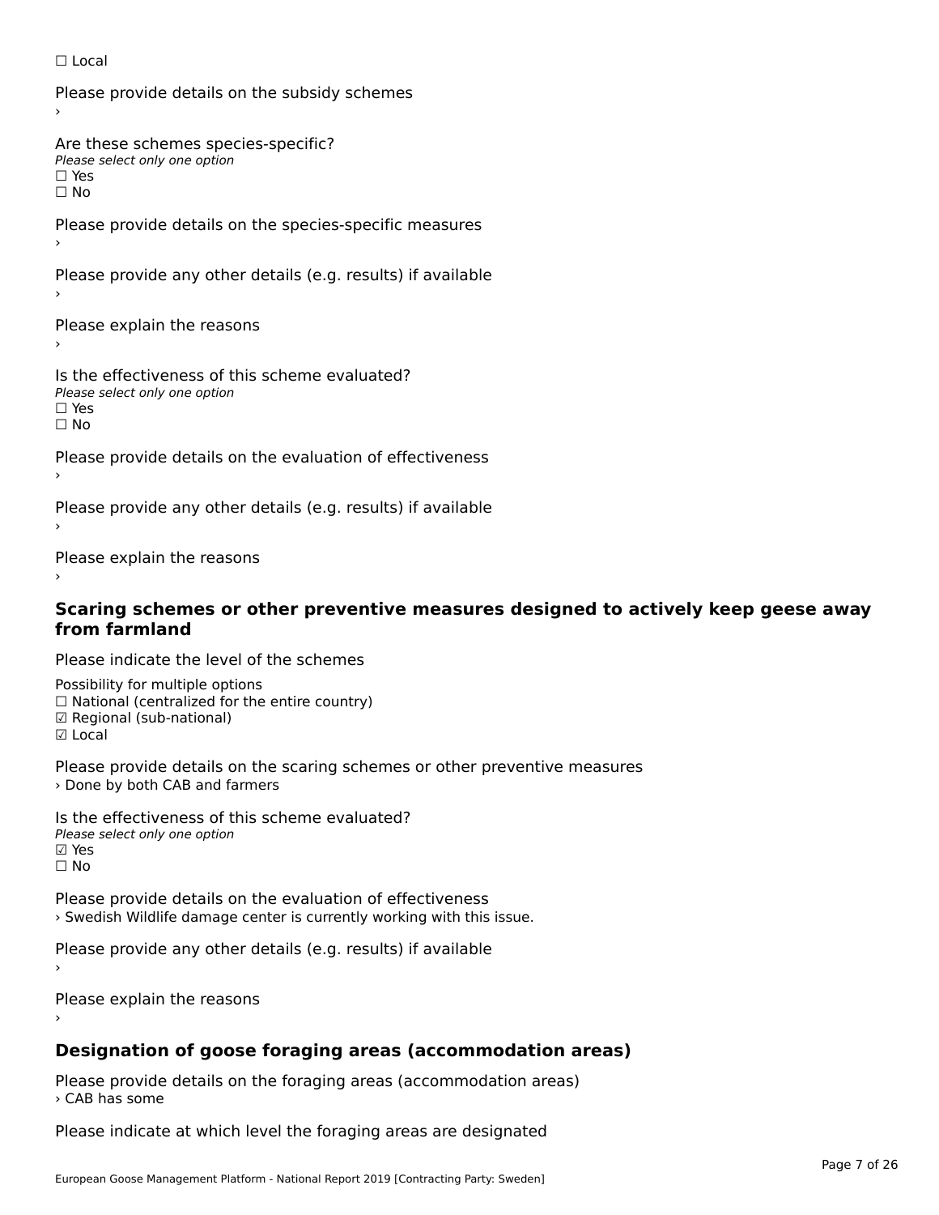☐ Local

Please provide details on the subsidy schemes

›

Are these schemes species-specific?

*Please select only one option*

☐ Yes

☐ No

Please provide details on the species-specific measures

›

Please provide any other details (e.g. results) if available

›

Please explain the reasons

›

Is the effectiveness of this scheme evaluated?

*Please select only one option*

☐ Yes

☐ No

Please provide details on the evaluation of effectiveness

›

Please provide any other details (e.g. results) if available

›

Please explain the reasons

›

### Scaring schemes or other preventive measures designed to actively keep geese away from farmland

Please indicate the level of the schemes

Possibility for multiple options

☐ National (centralized for the entire country)

☑ Regional (sub-national)

☑ Local

Please provide details on the scaring schemes or other preventive measures

› Done by both CAB and farmers

Is the effectiveness of this scheme evaluated?

*Please select only one option*

☑ Yes

☐ No

Please provide details on the evaluation of effectiveness

› Swedish Wildlife damage center is currently working with this issue.

Please provide any other details (e.g. results) if available

›

Please explain the reasons

›

### Designation of goose foraging areas (accommodation areas)

Please provide details on the foraging areas (accommodation areas)

› CAB has some

Please indicate at which level the foraging areas are designated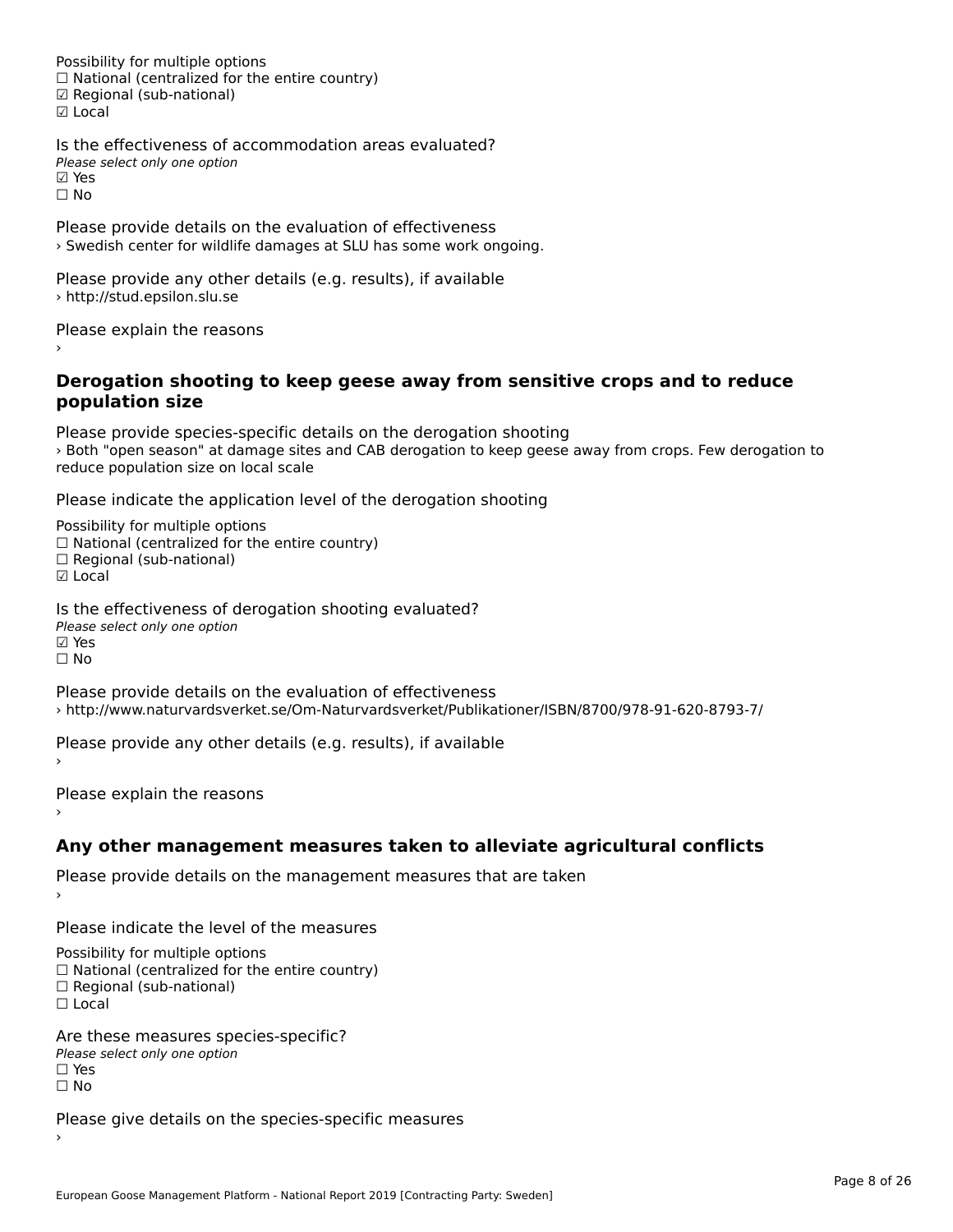Possibility for multiple options
☐ National (centralized for the entire country)
☑ Regional (sub-national)
☑ Local

Is the effectiveness of accommodation areas evaluated?
*Please select only one option*
☑ Yes
☐ No

Please provide details on the evaluation of effectiveness
› Swedish center for wildlife damages at SLU has some work ongoing.

Please provide any other details (e.g. results), if available
› http://stud.epsilon.slu.se

Please explain the reasons
›

### Derogation shooting to keep geese away from sensitive crops and to reduce population size

Please provide species-specific details on the derogation shooting
› Both "open season" at damage sites and CAB derogation to keep geese away from crops. Few derogation to reduce population size on local scale

Please indicate the application level of the derogation shooting

Possibility for multiple options
☐ National (centralized for the entire country)
☐ Regional (sub-national)
☑ Local

Is the effectiveness of derogation shooting evaluated?
*Please select only one option*
☑ Yes
☐ No

Please provide details on the evaluation of effectiveness
› http://www.naturvardsverket.se/Om-Naturvardsverket/Publikationer/ISBN/8700/978-91-620-8793-7/

Please provide any other details (e.g. results), if available
›

Please explain the reasons
›

### Any other management measures taken to alleviate agricultural conflicts

Please provide details on the management measures that are taken
›

Please indicate the level of the measures

Possibility for multiple options
☐ National (centralized for the entire country)
☐ Regional (sub-national)
☐ Local

Are these measures species-specific?
*Please select only one option*
☐ Yes
☐ No

Please give details on the species-specific measures
›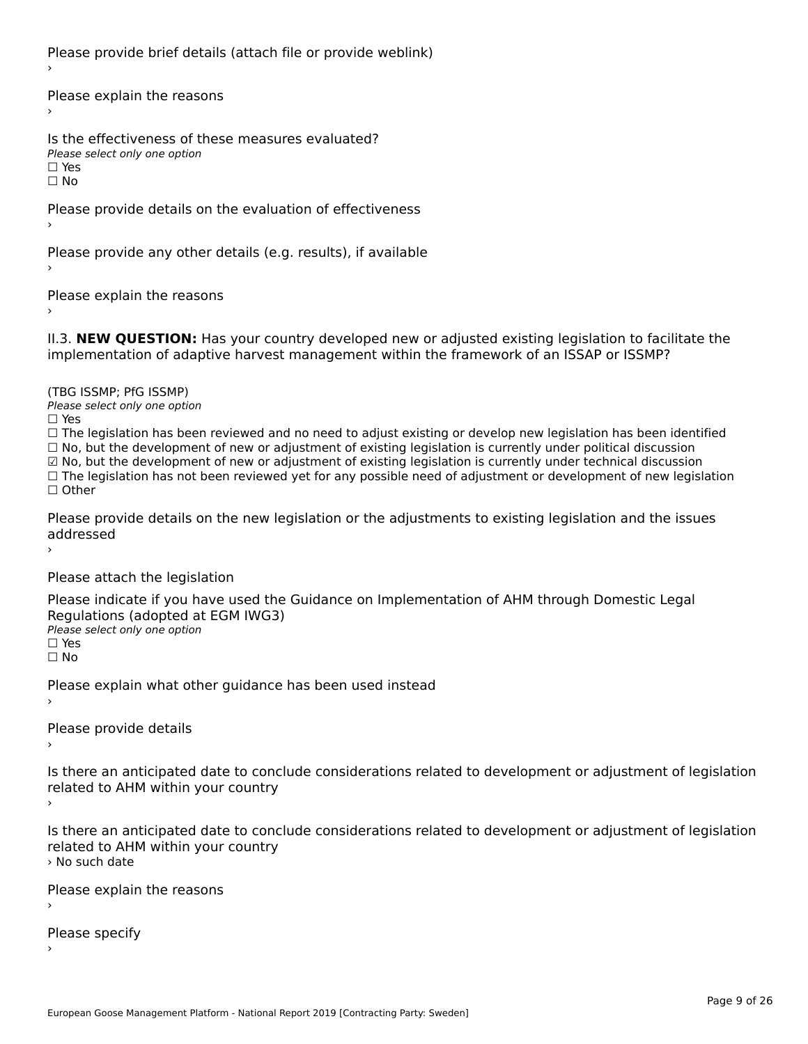Please provide brief details (attach file or provide weblink)
›

Please explain the reasons
›

Is the effectiveness of these measures evaluated?
*Please select only one option*
☐ Yes
☐ No

Please provide details on the evaluation of effectiveness
›

Please provide any other details (e.g. results), if available
›

Please explain the reasons
›

II.3. **NEW QUESTION:** Has your country developed new or adjusted existing legislation to facilitate the implementation of adaptive harvest management within the framework of an ISSAP or ISSMP?

(TBG ISSMP; PfG ISSMP)
*Please select only one option*
☐ Yes
☐ The legislation has been reviewed and no need to adjust existing or develop new legislation has been identified
☐ No, but the development of new or adjustment of existing legislation is currently under political discussion
☑ No, but the development of new or adjustment of existing legislation is currently under technical discussion
☐ The legislation has not been reviewed yet for any possible need of adjustment or development of new legislation
☐ Other

Please provide details on the new legislation or the adjustments to existing legislation and the issues addressed
›

Please attach the legislation

Please indicate if you have used the Guidance on Implementation of AHM through Domestic Legal Regulations (adopted at EGM IWG3)
*Please select only one option*
☐ Yes
☐ No

Please explain what other guidance has been used instead
›

Please provide details
›

Is there an anticipated date to conclude considerations related to development or adjustment of legislation related to AHM within your country
›

Is there an anticipated date to conclude considerations related to development or adjustment of legislation related to AHM within your country
› No such date

Please explain the reasons
›

Please specify
›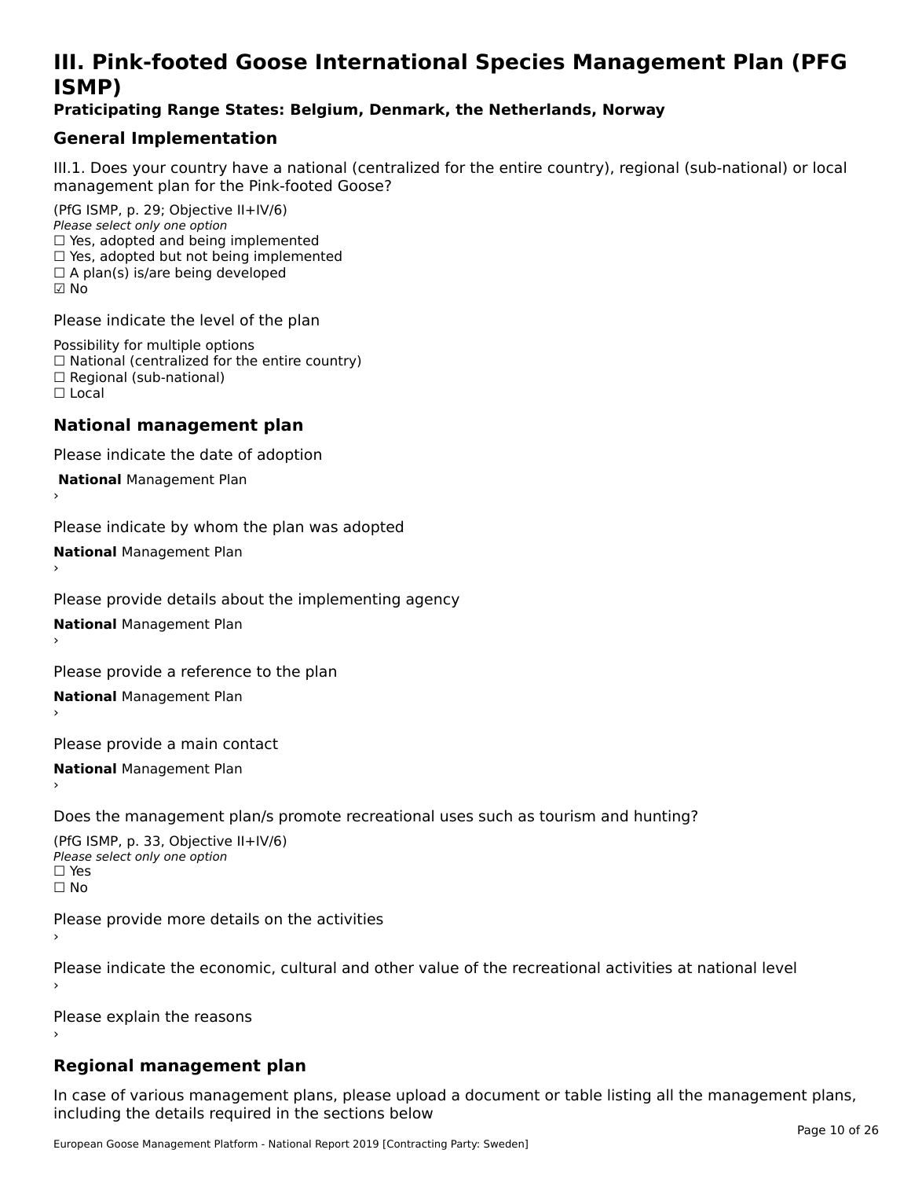# III. Pink-footed Goose International Species Management Plan (PFG ISMP)

### Praticipating Range States: Belgium, Denmark, the Netherlands, Norway

## General Implementation

III.1. Does your country have a national (centralized for the entire country), regional (sub-national) or local management plan for the Pink-footed Goose?

(PfG ISMP, p. 29; Objective II+IV/6)
*Please select only one option*
☐ Yes, adopted and being implemented
☐ Yes, adopted but not being implemented
☐ A plan(s) is/are being developed
☑ No

Please indicate the level of the plan

Possibility for multiple options
☐ National (centralized for the entire country)
☐ Regional (sub-national)
☐ Local

## National management plan

Please indicate the date of adoption

**National** Management Plan
›

Please indicate by whom the plan was adopted

**National** Management Plan
›

Please provide details about the implementing agency

**National** Management Plan
›

Please provide a reference to the plan

**National** Management Plan
›

Please provide a main contact

**National** Management Plan
›

Does the management plan/s promote recreational uses such as tourism and hunting?

(PfG ISMP, p. 33, Objective II+IV/6)
*Please select only one option*
☐ Yes
☐ No

Please provide more details on the activities
›

Please indicate the economic, cultural and other value of the recreational activities at national level
›

Please explain the reasons
›

## Regional management plan

In case of various management plans, please upload a document or table listing all the management plans, including the details required in the sections below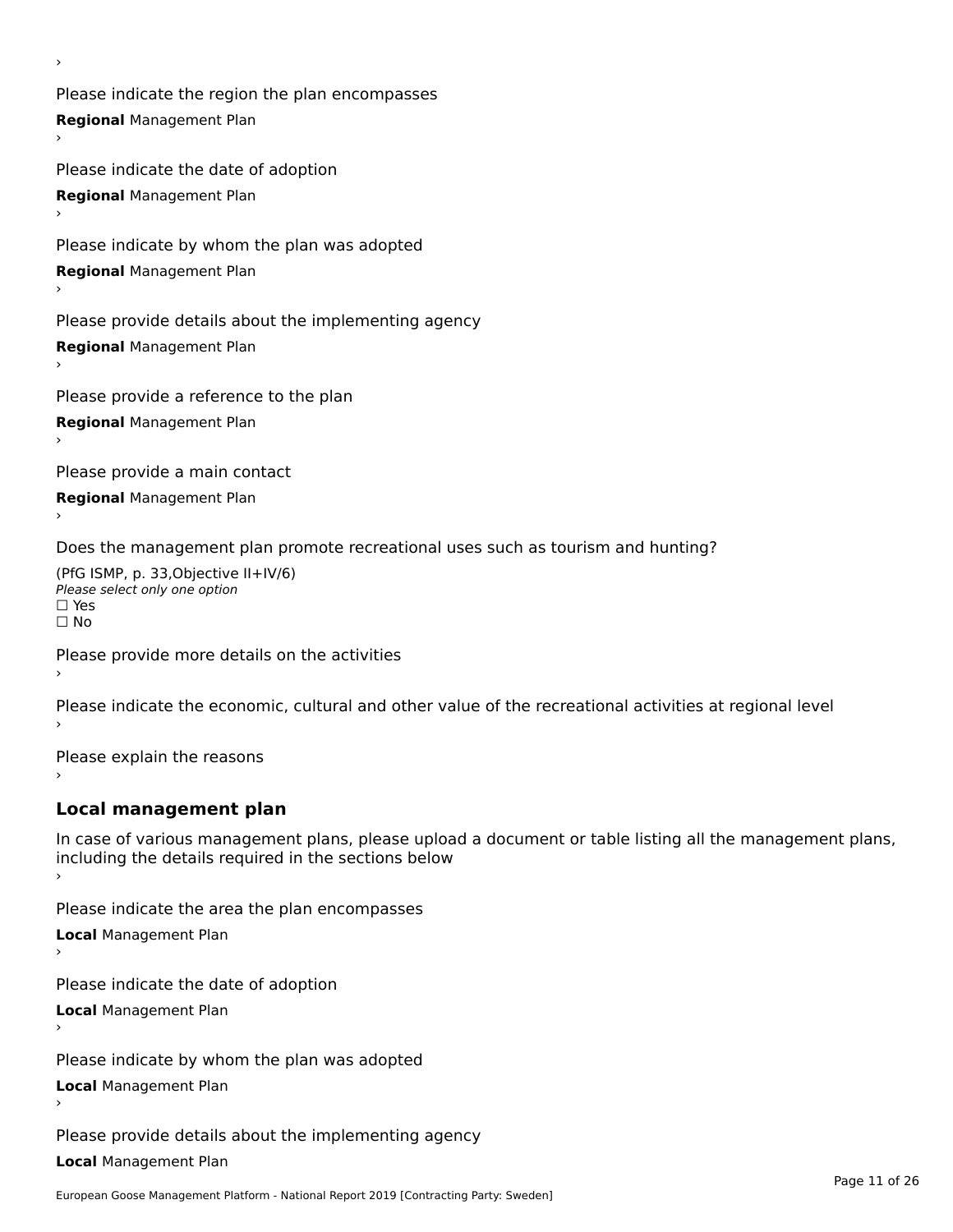›

Please indicate the region the plan encompasses

**Regional** Management Plan

›

Please indicate the date of adoption

**Regional** Management Plan

›

Please indicate by whom the plan was adopted

**Regional** Management Plan

›

Please provide details about the implementing agency

**Regional** Management Plan

›

Please provide a reference to the plan

**Regional** Management Plan

›

Please provide a main contact

**Regional** Management Plan

›

Does the management plan promote recreational uses such as tourism and hunting?

(PfG ISMP, p. 33,Objective II+IV/6)
*Please select only one option*
☐ Yes
☐ No

Please provide more details on the activities

›

Please indicate the economic, cultural and other value of the recreational activities at regional level

›

Please explain the reasons

›

## Local management plan

In case of various management plans, please upload a document or table listing all the management plans, including the details required in the sections below

›

Please indicate the area the plan encompasses

**Local** Management Plan

›

Please indicate the date of adoption

**Local** Management Plan

›

Please indicate by whom the plan was adopted

**Local** Management Plan

›

Please provide details about the implementing agency

**Local** Management Plan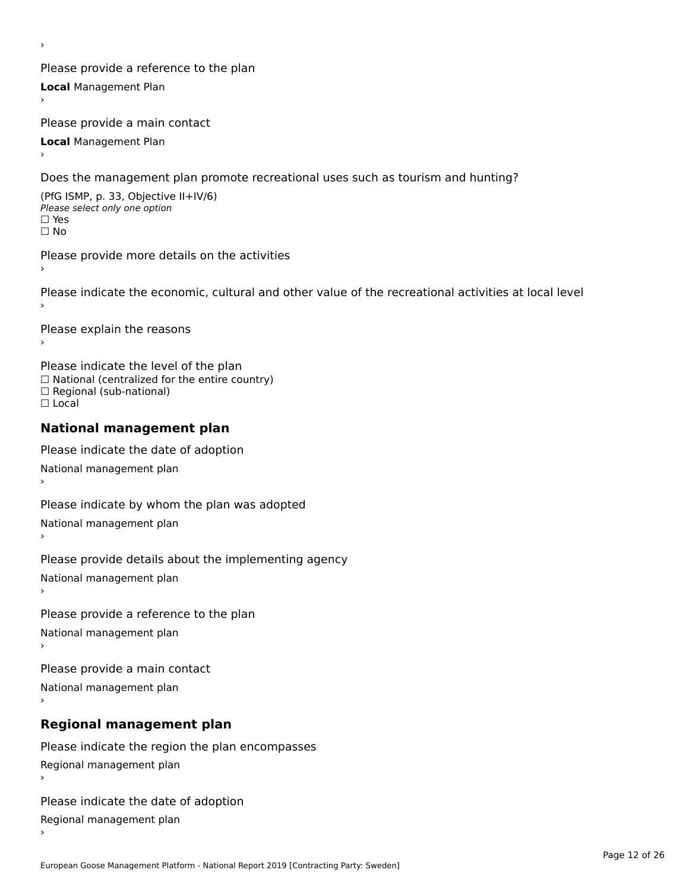›

Please provide a reference to the plan

**Local** Management Plan

›

Please provide a main contact

**Local** Management Plan

›

Does the management plan promote recreational uses such as tourism and hunting?

(PfG ISMP, p. 33, Objective II+IV/6)

*Please select only one option*

☐ Yes

☐ No

Please provide more details on the activities

›

Please indicate the economic, cultural and other value of the recreational activities at local level

›

Please explain the reasons

›

Please indicate the level of the plan

☐ National (centralized for the entire country)

☐ Regional (sub-national)

☐ Local

## National management plan

Please indicate the date of adoption

National management plan

›

Please indicate by whom the plan was adopted

National management plan

›

Please provide details about the implementing agency

National management plan

›

Please provide a reference to the plan

National management plan

›

Please provide a main contact

National management plan

›

## Regional management plan

Please indicate the region the plan encompasses

Regional management plan

›

Please indicate the date of adoption

Regional management plan

›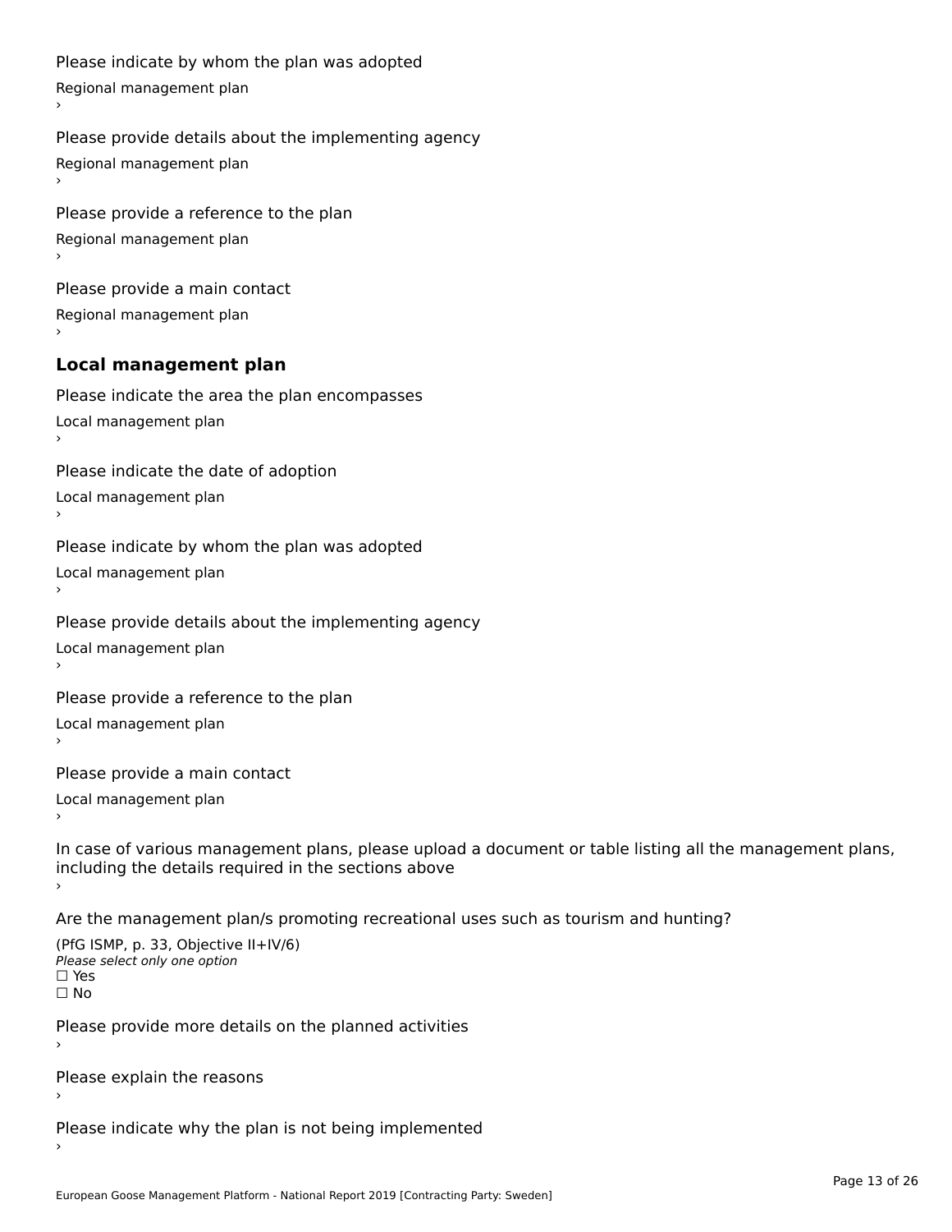Please indicate by whom the plan was adopted

Regional management plan

›

Please provide details about the implementing agency

Regional management plan

›

Please provide a reference to the plan

Regional management plan

›

Please provide a main contact

Regional management plan

›

### Local management plan

Please indicate the area the plan encompasses

Local management plan

›

Please indicate the date of adoption

Local management plan

›

Please indicate by whom the plan was adopted

Local management plan

›

Please provide details about the implementing agency

Local management plan

›

Please provide a reference to the plan

Local management plan

›

Please provide a main contact

Local management plan

›

In case of various management plans, please upload a document or table listing all the management plans, including the details required in the sections above

›

Are the management plan/s promoting recreational uses such as tourism and hunting?

(PfG ISMP, p. 33, Objective II+IV/6)

*Please select only one option*

☐ Yes

☐ No

Please provide more details on the planned activities

›

Please explain the reasons

›

Please indicate why the plan is not being implemented

›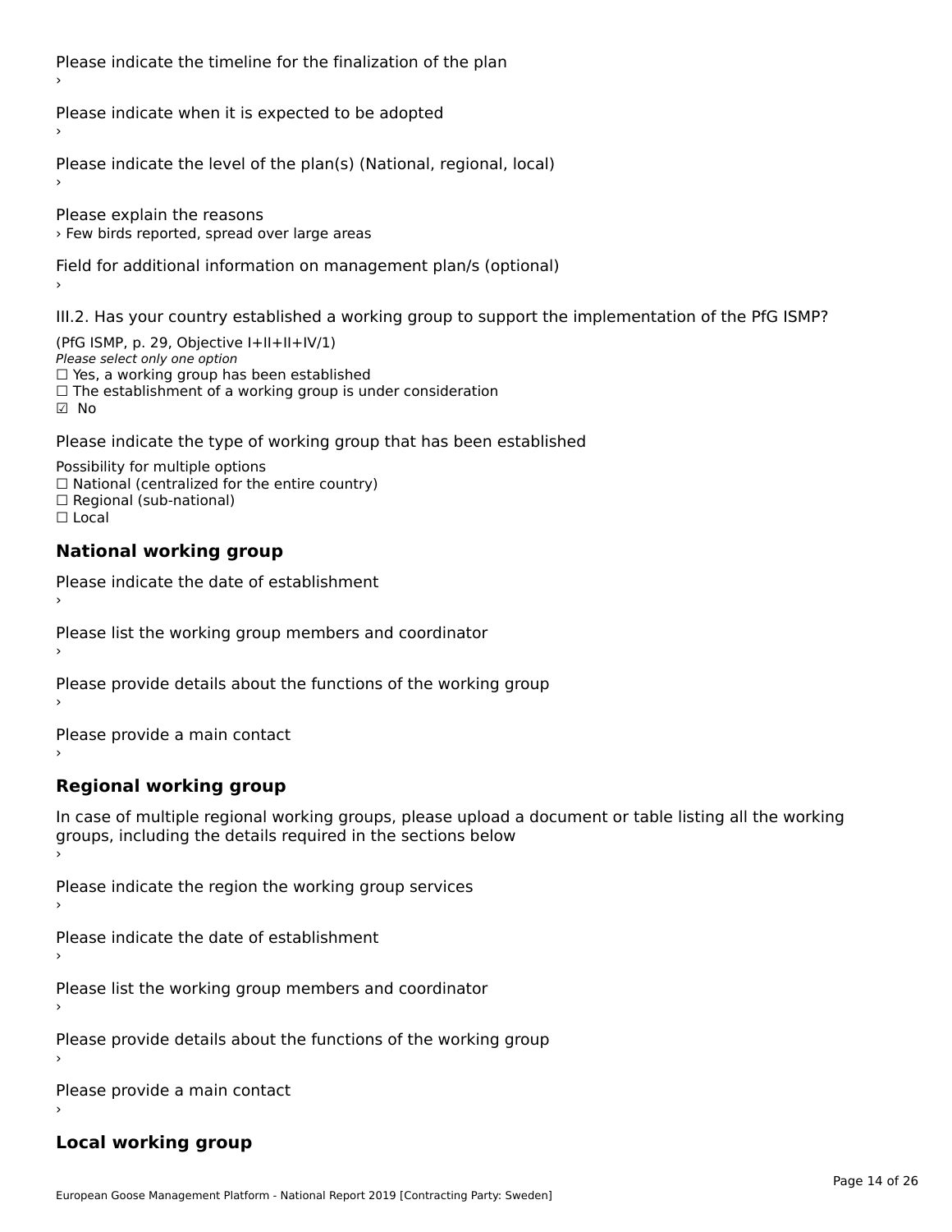Please indicate the timeline for the finalization of the plan

›

Please indicate when it is expected to be adopted

›

Please indicate the level of the plan(s) (National, regional, local)

›

Please explain the reasons

› Few birds reported, spread over large areas

Field for additional information on management plan/s (optional)

›

III.2. Has your country established a working group to support the implementation of the PfG ISMP?

(PfG ISMP, p. 29, Objective I+II+II+IV/1)

*Please select only one option*

☐ Yes, a working group has been established
☐ The establishment of a working group is under consideration
☑ No

Please indicate the type of working group that has been established

Possibility for multiple options

☐ National (centralized for the entire country)
☐ Regional (sub-national)
☐ Local

## National working group

Please indicate the date of establishment

›

Please list the working group members and coordinator

›

Please provide details about the functions of the working group

›

Please provide a main contact

›

## Regional working group

In case of multiple regional working groups, please upload a document or table listing all the working groups, including the details required in the sections below

›

Please indicate the region the working group services

›

Please indicate the date of establishment

›

Please list the working group members and coordinator

›

Please provide details about the functions of the working group

›

Please provide a main contact

›

## Local working group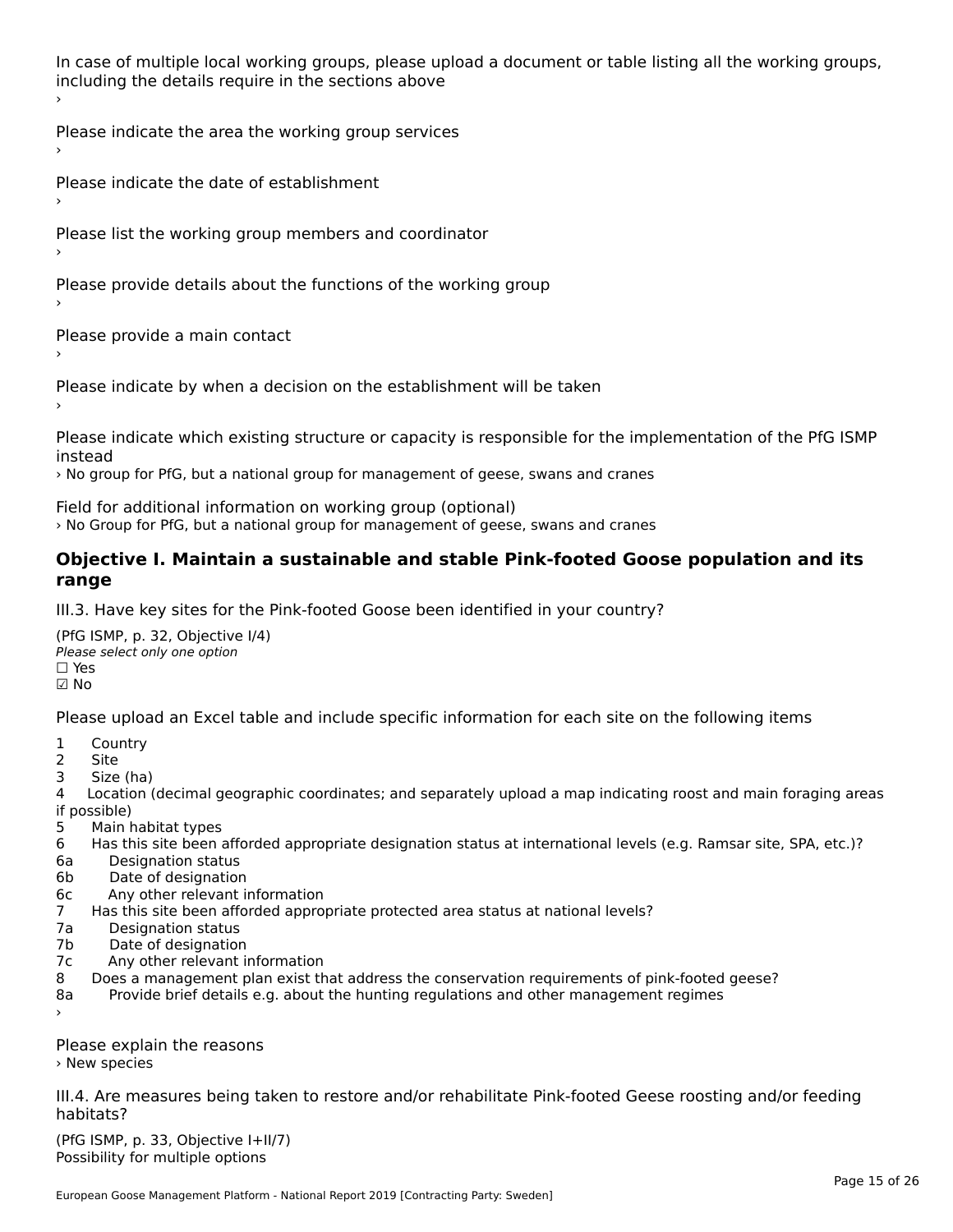In case of multiple local working groups, please upload a document or table listing all the working groups, including the details require in the sections above
›

Please indicate the area the working group services
›

Please indicate the date of establishment
›

Please list the working group members and coordinator
›

Please provide details about the functions of the working group
›

Please provide a main contact
›

Please indicate by when a decision on the establishment will be taken
›

Please indicate which existing structure or capacity is responsible for the implementation of the PfG ISMP instead
› No group for PfG, but a national group for management of geese, swans and cranes

Field for additional information on working group (optional)
› No Group for PfG, but a national group for management of geese, swans and cranes

## Objective I. Maintain a sustainable and stable Pink-footed Goose population and its range

III.3. Have key sites for the Pink-footed Goose been identified in your country?

(PfG ISMP, p. 32, Objective I/4)
*Please select only one option*
☐ Yes
☑ No

Please upload an Excel table and include specific information for each site on the following items

1 Country
2 Site
3 Size (ha)
4 Location (decimal geographic coordinates; and separately upload a map indicating roost and main foraging areas if possible)
5 Main habitat types
6 Has this site been afforded appropriate designation status at international levels (e.g. Ramsar site, SPA, etc.)?
6a Designation status
6b Date of designation
6c Any other relevant information
7 Has this site been afforded appropriate protected area status at national levels?
7a Designation status
7b Date of designation
7c Any other relevant information
8 Does a management plan exist that address the conservation requirements of pink-footed geese?
8a Provide brief details e.g. about the hunting regulations and other management regimes
›

Please explain the reasons
› New species

III.4. Are measures being taken to restore and/or rehabilitate Pink-footed Geese roosting and/or feeding habitats?

(PfG ISMP, p. 33, Objective I+II/7)
Possibility for multiple options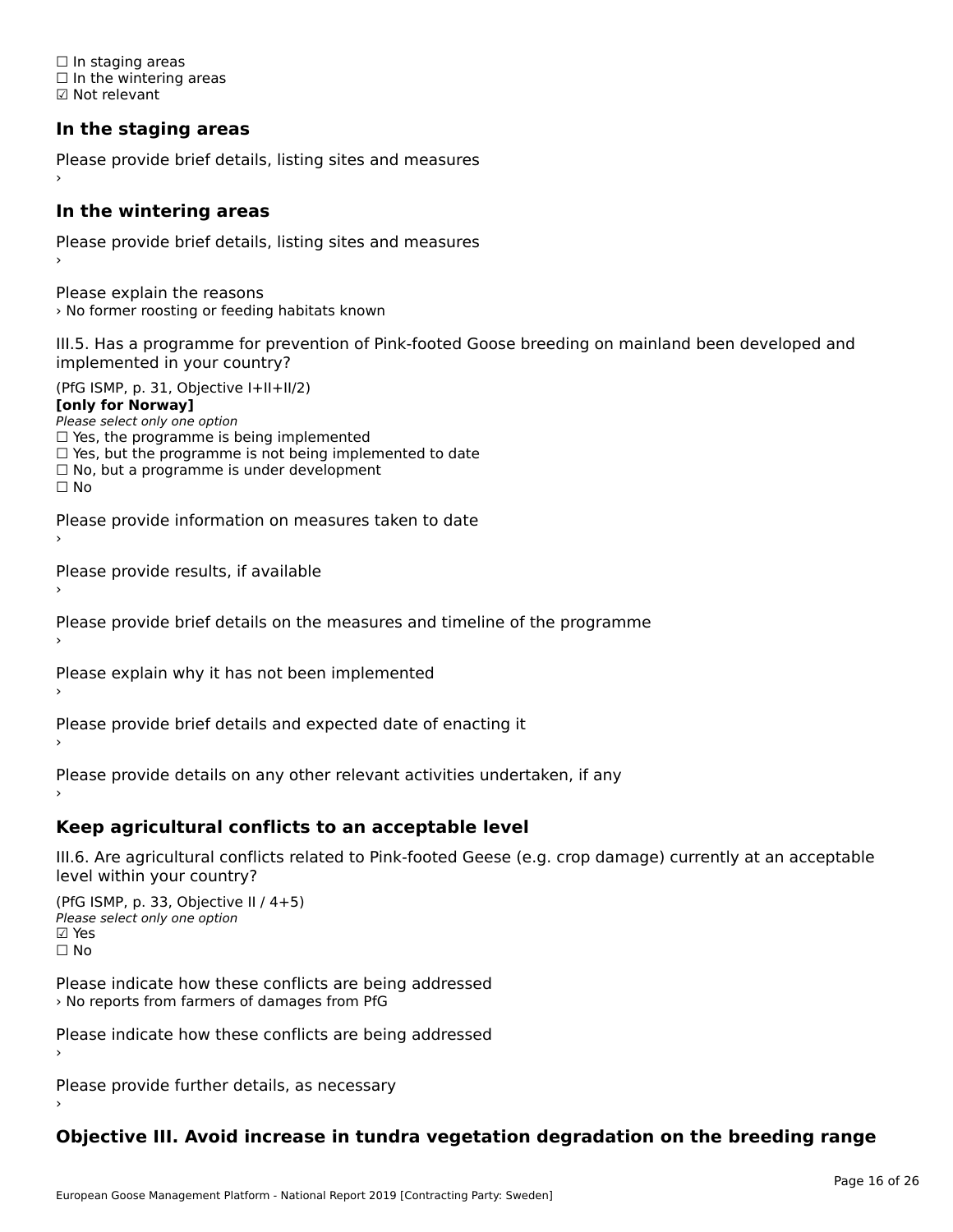☐ In staging areas
☐ In the wintering areas
☑ Not relevant

### In the staging areas

Please provide brief details, listing sites and measures
›

### In the wintering areas

Please provide brief details, listing sites and measures
›

Please explain the reasons
› No former roosting or feeding habitats known

III.5. Has a programme for prevention of Pink-footed Goose breeding on mainland been developed and implemented in your country?

(PfG ISMP, p. 31, Objective I+II+II/2)
**[only for Norway]**
*Please select only one option*
☐ Yes, the programme is being implemented
☐ Yes, but the programme is not being implemented to date
☐ No, but a programme is under development
☐ No

Please provide information on measures taken to date
›

Please provide results, if available
›

Please provide brief details on the measures and timeline of the programme
›

Please explain why it has not been implemented
›

Please provide brief details and expected date of enacting it
›

Please provide details on any other relevant activities undertaken, if any
›

### Keep agricultural conflicts to an acceptable level

III.6. Are agricultural conflicts related to Pink-footed Geese (e.g. crop damage) currently at an acceptable level within your country?

(PfG ISMP, p. 33, Objective II / 4+5)
*Please select only one option*
☑ Yes
☐ No

Please indicate how these conflicts are being addressed
› No reports from farmers of damages from PfG

Please indicate how these conflicts are being addressed
›

Please provide further details, as necessary
›

### Objective III. Avoid increase in tundra vegetation degradation on the breeding range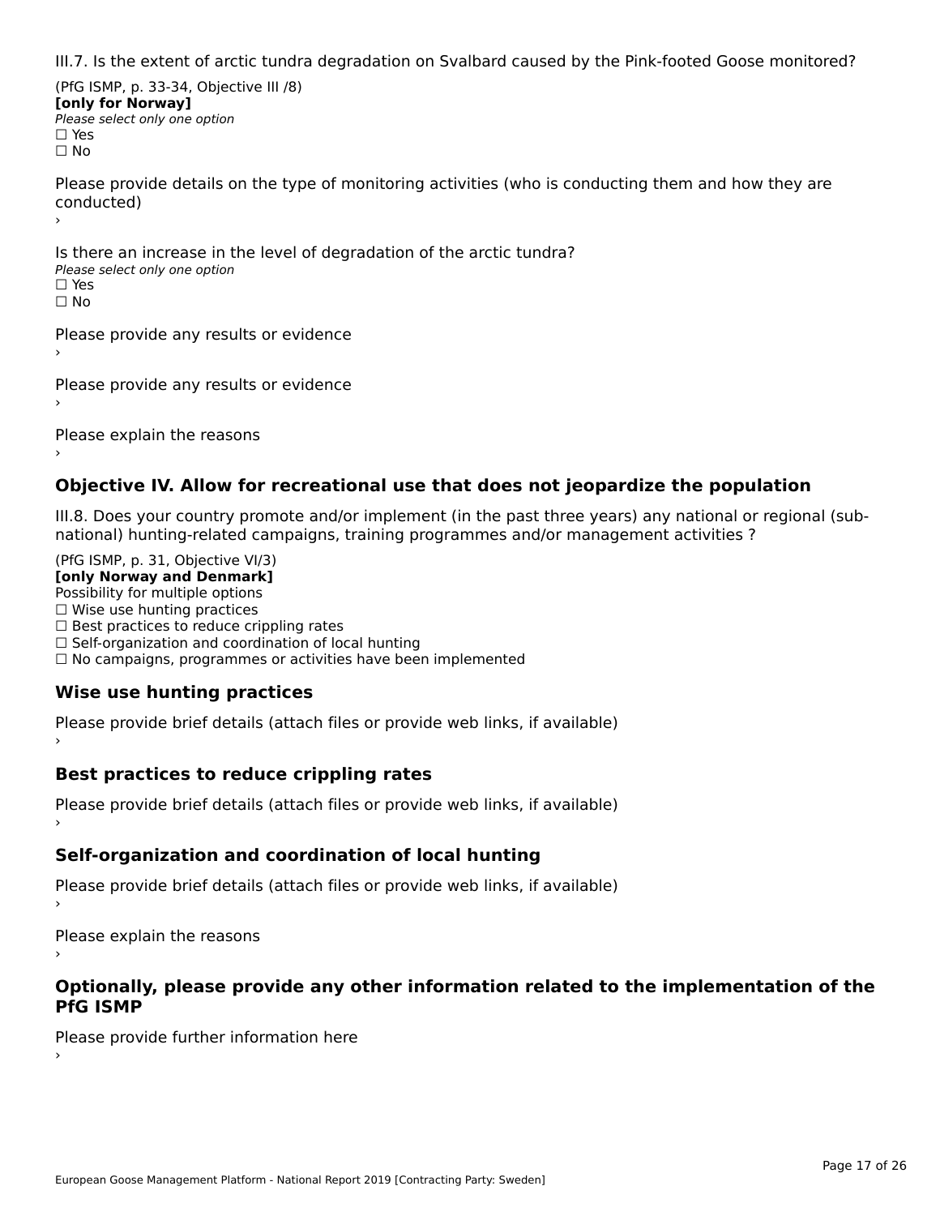III.7. Is the extent of arctic tundra degradation on Svalbard caused by the Pink-footed Goose monitored?

(PfG ISMP, p. 33-34, Objective III /8)
**[only for Norway]**
*Please select only one option*
☐ Yes
☐ No

Please provide details on the type of monitoring activities (who is conducting them and how they are conducted)
›

Is there an increase in the level of degradation of the arctic tundra?
*Please select only one option*
☐ Yes
☐ No

Please provide any results or evidence
›

Please provide any results or evidence
›

Please explain the reasons
›

## Objective IV. Allow for recreational use that does not jeopardize the population

III.8. Does your country promote and/or implement (in the past three years) any national or regional (sub-national) hunting-related campaigns, training programmes and/or management activities ?

(PfG ISMP, p. 31, Objective VI/3)
**[only Norway and Denmark]**
Possibility for multiple options
☐ Wise use hunting practices
☐ Best practices to reduce crippling rates
☐ Self-organization and coordination of local hunting
☐ No campaigns, programmes or activities have been implemented

### Wise use hunting practices

Please provide brief details (attach files or provide web links, if available)
›

### Best practices to reduce crippling rates

Please provide brief details (attach files or provide web links, if available)
›

### Self-organization and coordination of local hunting

Please provide brief details (attach files or provide web links, if available)
›

Please explain the reasons
›

## Optionally, please provide any other information related to the implementation of the PfG ISMP

Please provide further information here
›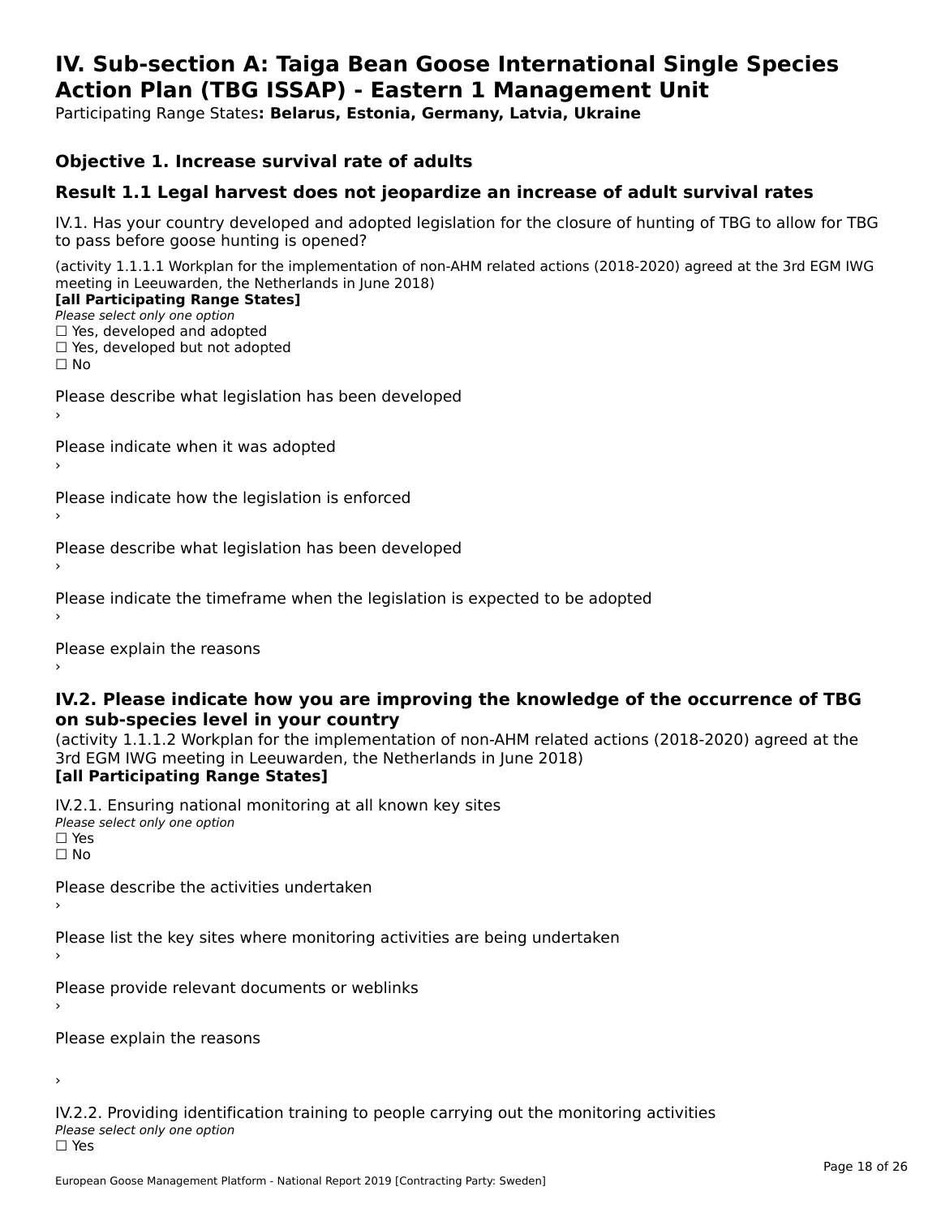# IV. Sub-section A: Taiga Bean Goose International Single Species Action Plan (TBG ISSAP) - Eastern 1 Management Unit

Participating Range States**: Belarus, Estonia, Germany, Latvia, Ukraine**

## Objective 1. Increase survival rate of adults

## Result 1.1 Legal harvest does not jeopardize an increase of adult survival rates

IV.1. Has your country developed and adopted legislation for the closure of hunting of TBG to allow for TBG to pass before goose hunting is opened?

(activity 1.1.1.1 Workplan for the implementation of non-AHM related actions (2018-2020) agreed at the 3rd EGM IWG meeting in Leeuwarden, the Netherlands in June 2018)
**[all Participating Range States]**
*Please select only one option*
☐ Yes, developed and adopted
☐ Yes, developed but not adopted
☐ No

Please describe what legislation has been developed
›

Please indicate when it was adopted
›

Please indicate how the legislation is enforced
›

Please describe what legislation has been developed
›

Please indicate the timeframe when the legislation is expected to be adopted
›

Please explain the reasons
›

### IV.2. Please indicate how you are improving the knowledge of the occurrence of TBG on sub-species level in your country

(activity 1.1.1.2 Workplan for the implementation of non-AHM related actions (2018-2020) agreed at the 3rd EGM IWG meeting in Leeuwarden, the Netherlands in June 2018)
**[all Participating Range States]**

IV.2.1. Ensuring national monitoring at all known key sites
*Please select only one option*
☐ Yes
☐ No

Please describe the activities undertaken
›

Please list the key sites where monitoring activities are being undertaken
›

Please provide relevant documents or weblinks
›

Please explain the reasons

›

IV.2.2. Providing identification training to people carrying out the monitoring activities
*Please select only one option*
☐ Yes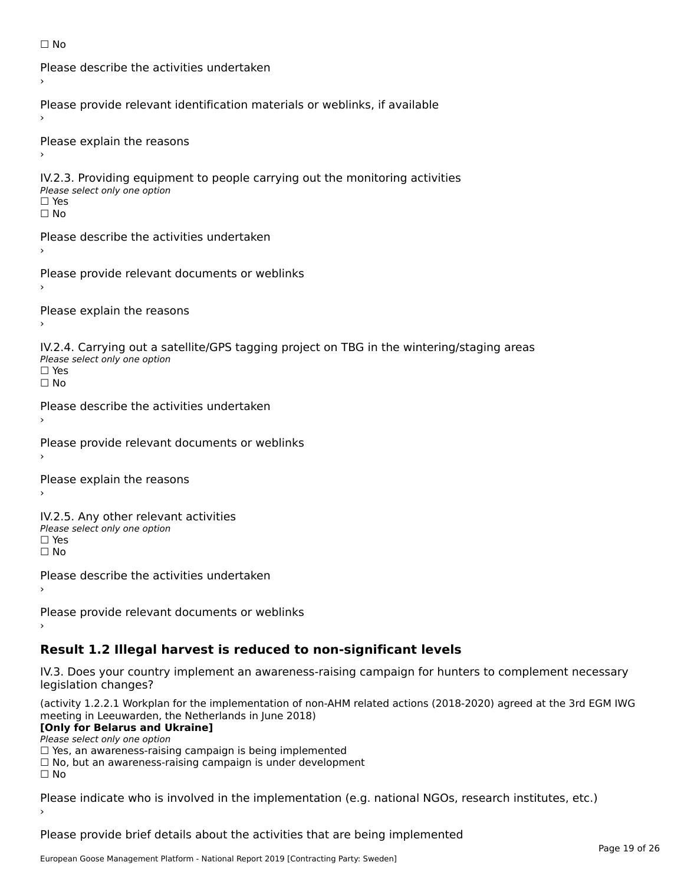☐ No

Please describe the activities undertaken
›

Please provide relevant identification materials or weblinks, if available
›

Please explain the reasons
›

IV.2.3. Providing equipment to people carrying out the monitoring activities
*Please select only one option*
☐ Yes
☐ No

Please describe the activities undertaken
›

Please provide relevant documents or weblinks
›

Please explain the reasons
›

IV.2.4. Carrying out a satellite/GPS tagging project on TBG in the wintering/staging areas
*Please select only one option*
☐ Yes
☐ No

Please describe the activities undertaken
›

Please provide relevant documents or weblinks
›

Please explain the reasons
›

IV.2.5. Any other relevant activities
*Please select only one option*
☐ Yes
☐ No

Please describe the activities undertaken
›

Please provide relevant documents or weblinks
›

## Result 1.2 Illegal harvest is reduced to non-significant levels

IV.3. Does your country implement an awareness-raising campaign for hunters to complement necessary legislation changes?

(activity 1.2.2.1 Workplan for the implementation of non-AHM related actions (2018-2020) agreed at the 3rd EGM IWG meeting in Leeuwarden, the Netherlands in June 2018)
**[Only for Belarus and Ukraine]**
*Please select only one option*
☐ Yes, an awareness-raising campaign is being implemented
☐ No, but an awareness-raising campaign is under development
☐ No

Please indicate who is involved in the implementation (e.g. national NGOs, research institutes, etc.)
›

Please provide brief details about the activities that are being implemented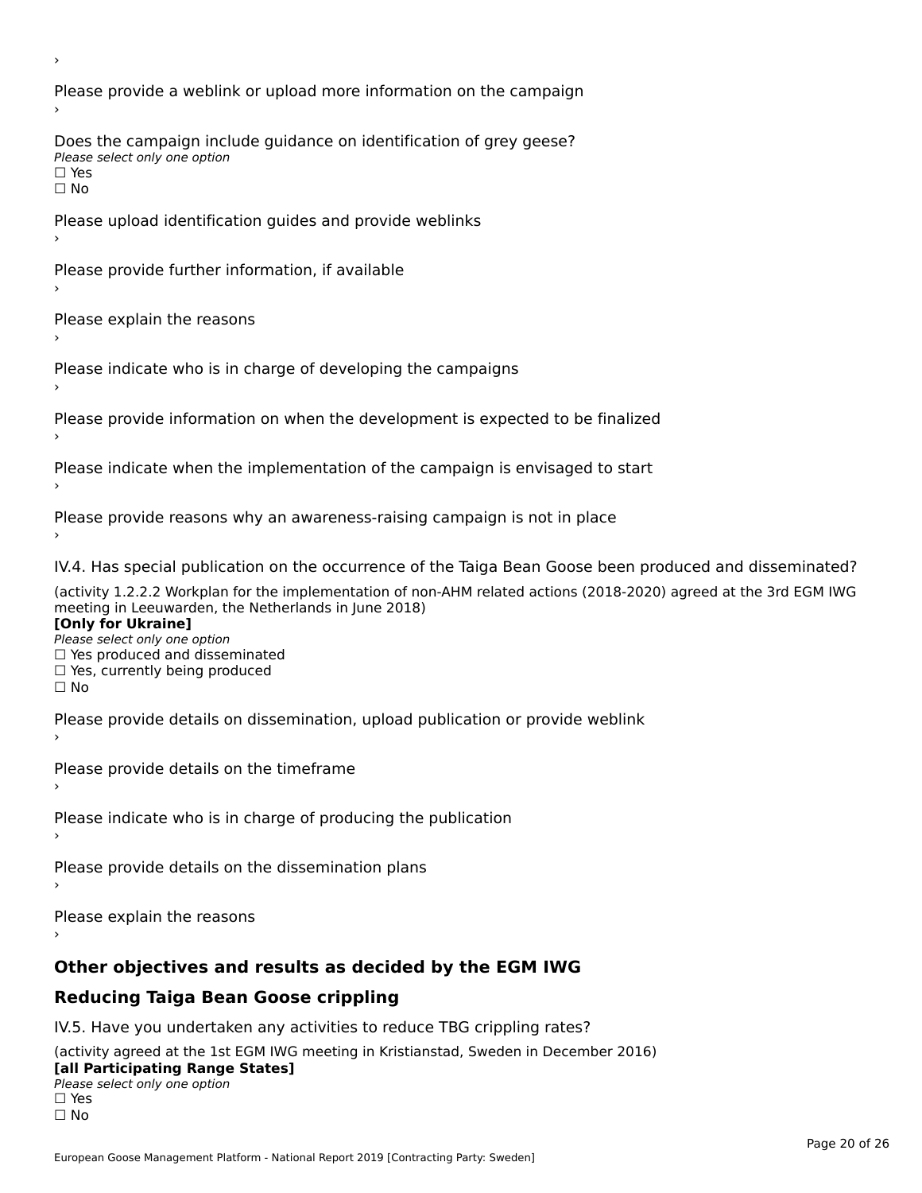›

Please provide a weblink or upload more information on the campaign

›

Does the campaign include guidance on identification of grey geese?

*Please select only one option*

☐ Yes

☐ No

Please upload identification guides and provide weblinks

›

Please provide further information, if available

›

Please explain the reasons

›

Please indicate who is in charge of developing the campaigns

›

Please provide information on when the development is expected to be finalized

›

Please indicate when the implementation of the campaign is envisaged to start

›

Please provide reasons why an awareness-raising campaign is not in place

›

IV.4. Has special publication on the occurrence of the Taiga Bean Goose been produced and disseminated?

(activity 1.2.2.2 Workplan for the implementation of non-AHM related actions (2018-2020) agreed at the 3rd EGM IWG meeting in Leeuwarden, the Netherlands in June 2018)

**[Only for Ukraine]**

*Please select only one option*

☐ Yes produced and disseminated

☐ Yes, currently being produced

☐ No

Please provide details on dissemination, upload publication or provide weblink

›

Please provide details on the timeframe

›

Please indicate who is in charge of producing the publication

›

Please provide details on the dissemination plans

›

Please explain the reasons

›

## Other objectives and results as decided by the EGM IWG

## Reducing Taiga Bean Goose crippling

IV.5. Have you undertaken any activities to reduce TBG crippling rates?

(activity agreed at the 1st EGM IWG meeting in Kristianstad, Sweden in December 2016)

**[all Participating Range States]**

*Please select only one option*

☐ Yes

☐ No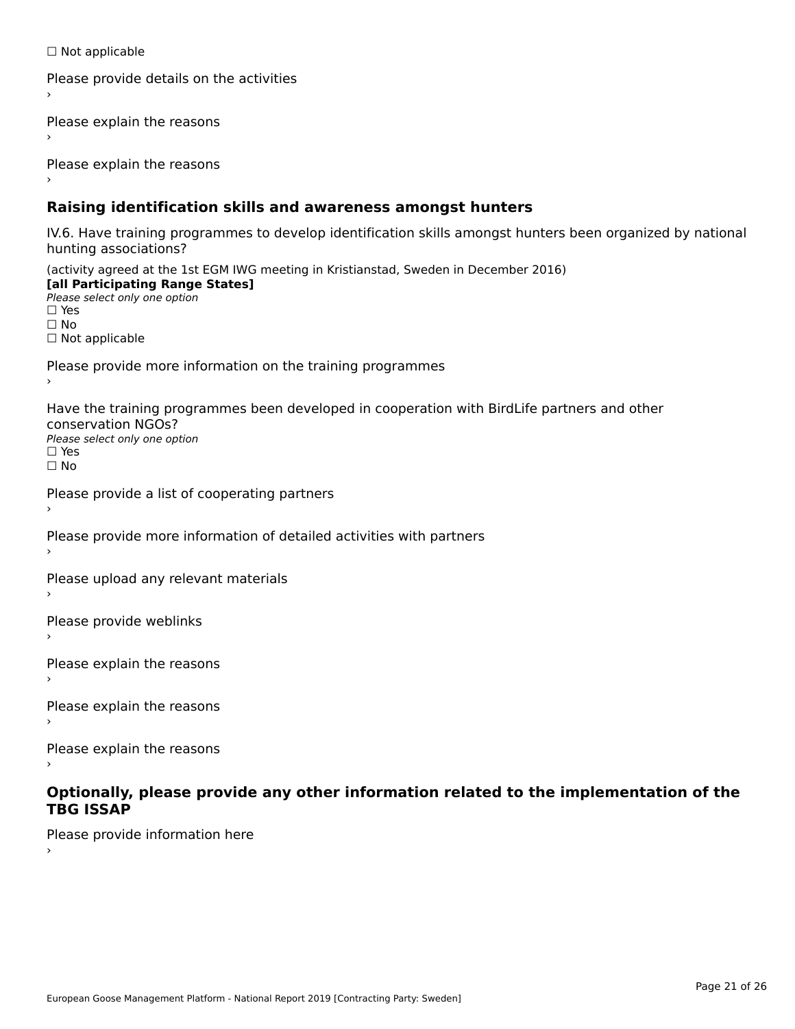☐ Not applicable

Please provide details on the activities
›

Please explain the reasons
›

Please explain the reasons
›

## Raising identification skills and awareness amongst hunters

IV.6. Have training programmes to develop identification skills amongst hunters been organized by national hunting associations?

(activity agreed at the 1st EGM IWG meeting in Kristianstad, Sweden in December 2016)
**[all Participating Range States]**
*Please select only one option*
☐ Yes
☐ No
☐ Not applicable

Please provide more information on the training programmes
›

Have the training programmes been developed in cooperation with BirdLife partners and other conservation NGOs?
*Please select only one option*
☐ Yes
☐ No

Please provide a list of cooperating partners
›

Please provide more information of detailed activities with partners
›

Please upload any relevant materials
›

Please provide weblinks
›

Please explain the reasons
›

Please explain the reasons
›

Please explain the reasons
›

## Optionally, please provide any other information related to the implementation of the TBG ISSAP

Please provide information here
›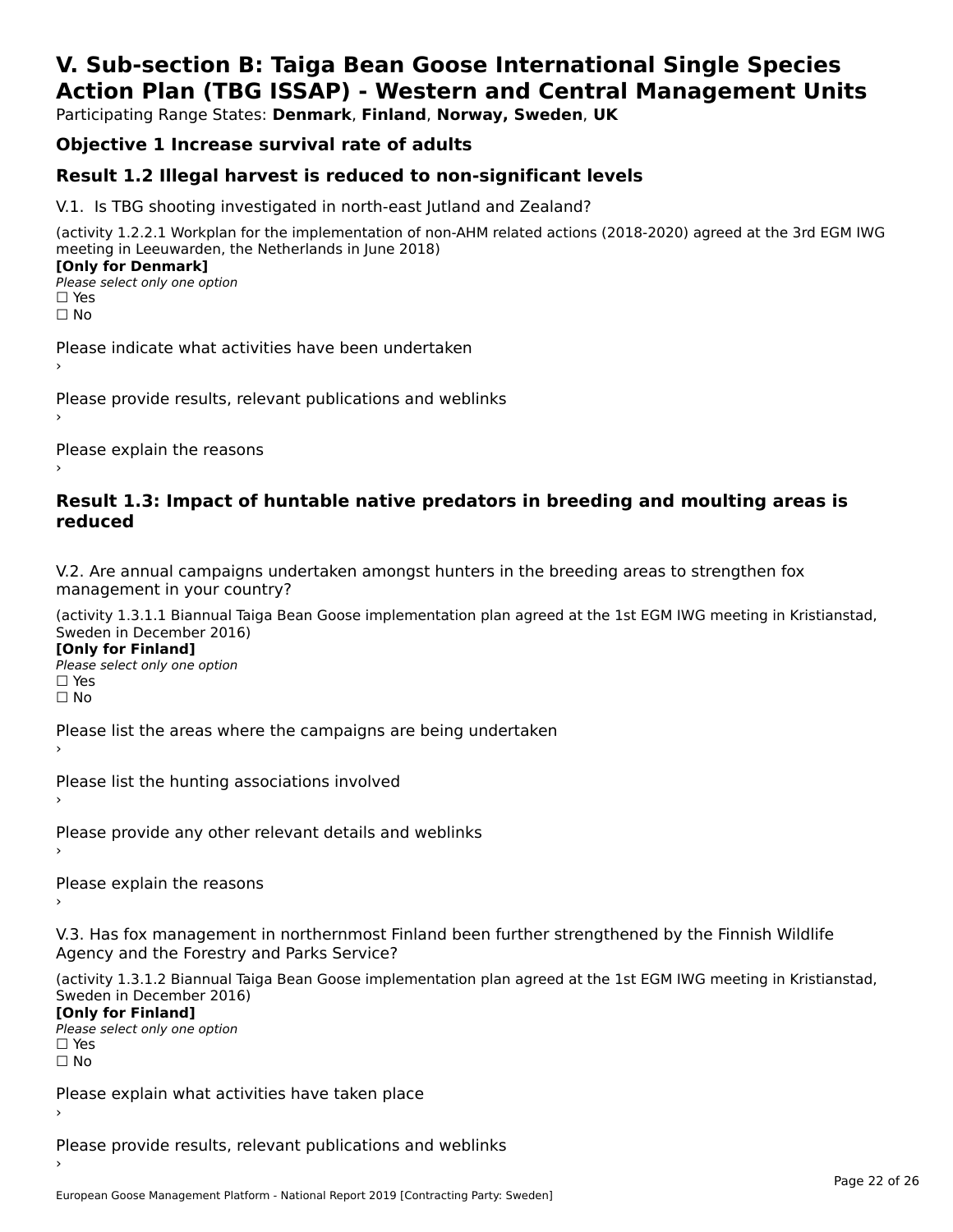# V. Sub-section B: Taiga Bean Goose International Single Species Action Plan (TBG ISSAP) - Western and Central Management Units

Participating Range States: **Denmark**, **Finland**, **Norway, Sweden**, **UK**

## Objective 1 Increase survival rate of adults

## Result 1.2 Illegal harvest is reduced to non-significant levels

V.1. Is TBG shooting investigated in north-east Jutland and Zealand?

(activity 1.2.2.1 Workplan for the implementation of non-AHM related actions (2018-2020) agreed at the 3rd EGM IWG meeting in Leeuwarden, the Netherlands in June 2018)

**[Only for Denmark]**

*Please select only one option*

☐ Yes

☐ No

Please indicate what activities have been undertaken

›

Please provide results, relevant publications and weblinks

›

Please explain the reasons

›

## Result 1.3: Impact of huntable native predators in breeding and moulting areas is reduced

V.2. Are annual campaigns undertaken amongst hunters in the breeding areas to strengthen fox management in your country?

(activity 1.3.1.1 Biannual Taiga Bean Goose implementation plan agreed at the 1st EGM IWG meeting in Kristianstad, Sweden in December 2016)

**[Only for Finland]**

*Please select only one option*

☐ Yes

☐ No

Please list the areas where the campaigns are being undertaken

›

Please list the hunting associations involved

›

Please provide any other relevant details and weblinks

›

Please explain the reasons

›

V.3. Has fox management in northernmost Finland been further strengthened by the Finnish Wildlife Agency and the Forestry and Parks Service?

(activity 1.3.1.2 Biannual Taiga Bean Goose implementation plan agreed at the 1st EGM IWG meeting in Kristianstad, Sweden in December 2016)

**[Only for Finland]**

*Please select only one option*

☐ Yes

☐ No

Please explain what activities have taken place

›

Please provide results, relevant publications and weblinks

›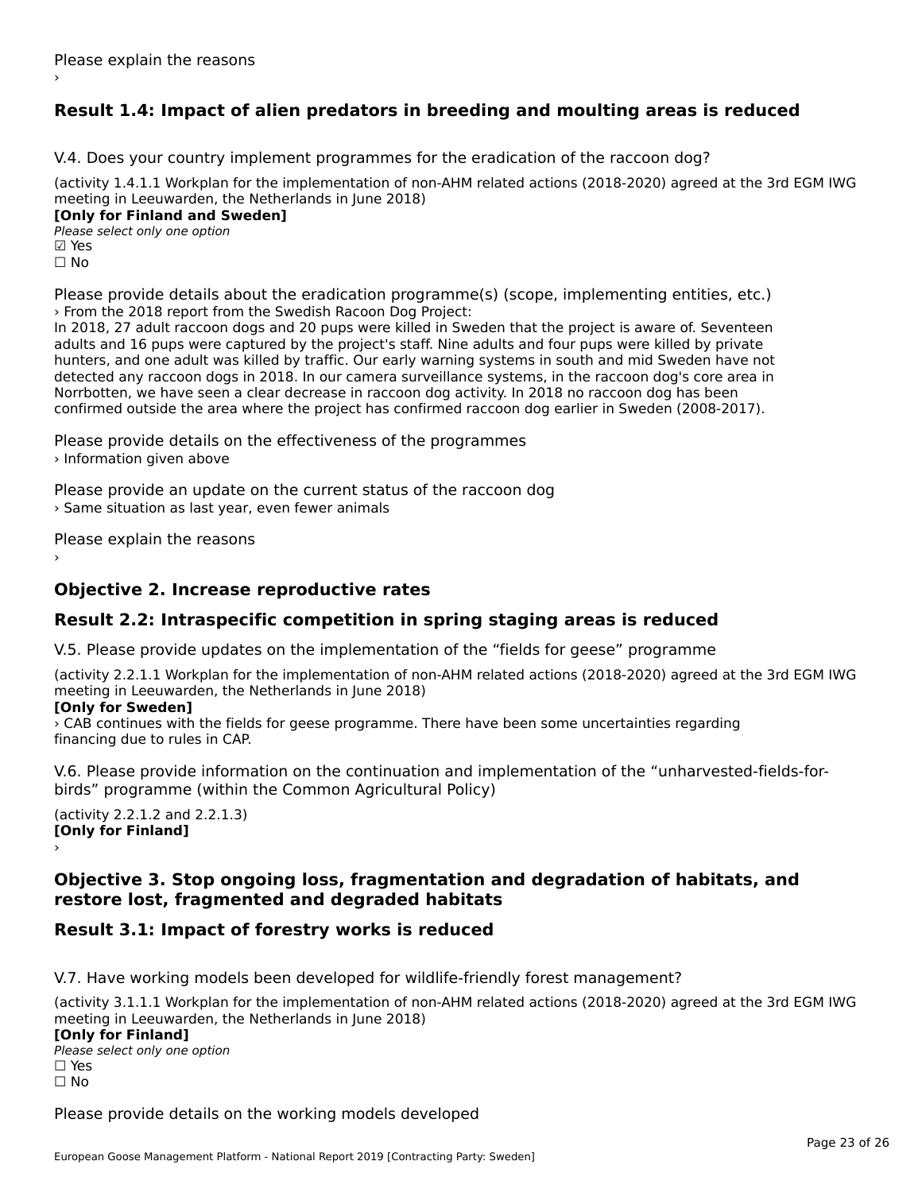Please explain the reasons

›

## Result 1.4: Impact of alien predators in breeding and moulting areas is reduced

V.4. Does your country implement programmes for the eradication of the raccoon dog?

(activity 1.4.1.1 Workplan for the implementation of non-AHM related actions (2018-2020) agreed at the 3rd EGM IWG meeting in Leeuwarden, the Netherlands in June 2018)

**[Only for Finland and Sweden]**

*Please select only one option*

☑ Yes

☐ No

Please provide details about the eradication programme(s) (scope, implementing entities, etc.)

› From the 2018 report from the Swedish Racoon Dog Project:
In 2018, 27 adult raccoon dogs and 20 pups were killed in Sweden that the project is aware of. Seventeen adults and 16 pups were captured by the project's staff. Nine adults and four pups were killed by private hunters, and one adult was killed by traffic. Our early warning systems in south and mid Sweden have not detected any raccoon dogs in 2018. In our camera surveillance systems, in the raccoon dog's core area in Norrbotten, we have seen a clear decrease in raccoon dog activity. In 2018 no raccoon dog has been confirmed outside the area where the project has confirmed raccoon dog earlier in Sweden (2008-2017).

Please provide details on the effectiveness of the programmes

› Information given above

Please provide an update on the current status of the raccoon dog

› Same situation as last year, even fewer animals

Please explain the reasons

›

## Objective 2. Increase reproductive rates

## Result 2.2: Intraspecific competition in spring staging areas is reduced

V.5. Please provide updates on the implementation of the "fields for geese" programme

(activity 2.2.1.1 Workplan for the implementation of non-AHM related actions (2018-2020) agreed at the 3rd EGM IWG meeting in Leeuwarden, the Netherlands in June 2018)

**[Only for Sweden]**

› CAB continues with the fields for geese programme. There have been some uncertainties regarding financing due to rules in CAP.

V.6. Please provide information on the continuation and implementation of the "unharvested-fields-for-birds" programme (within the Common Agricultural Policy)

(activity 2.2.1.2 and 2.2.1.3)

**[Only for Finland]**

›

## Objective 3. Stop ongoing loss, fragmentation and degradation of habitats, and restore lost, fragmented and degraded habitats

## Result 3.1: Impact of forestry works is reduced

V.7. Have working models been developed for wildlife-friendly forest management?

(activity 3.1.1.1 Workplan for the implementation of non-AHM related actions (2018-2020) agreed at the 3rd EGM IWG meeting in Leeuwarden, the Netherlands in June 2018)

**[Only for Finland]**

*Please select only one option*

☐ Yes

☐ No

Please provide details on the working models developed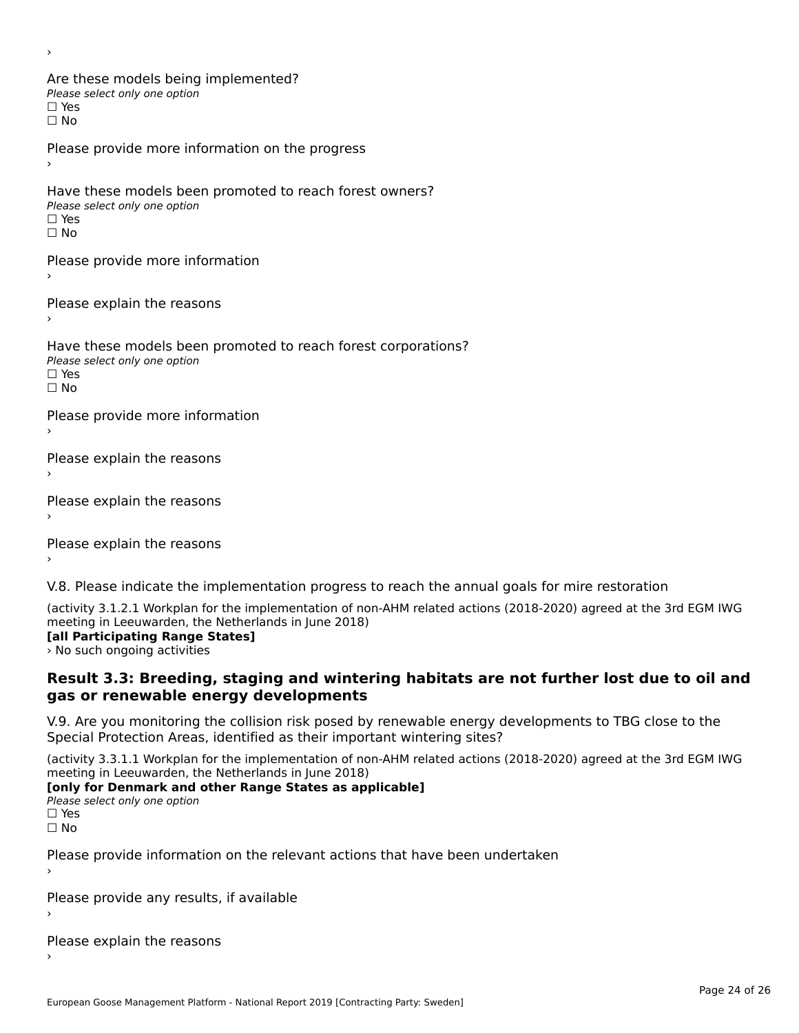›

Are these models being implemented?

*Please select only one option*

☐ Yes

☐ No

Please provide more information on the progress

›

Have these models been promoted to reach forest owners?

*Please select only one option*

☐ Yes

☐ No

Please provide more information

›

Please explain the reasons

›

Have these models been promoted to reach forest corporations?

*Please select only one option*

☐ Yes

☐ No

Please provide more information

›

Please explain the reasons

›

Please explain the reasons

›

Please explain the reasons

›

V.8. Please indicate the implementation progress to reach the annual goals for mire restoration

(activity 3.1.2.1 Workplan for the implementation of non-AHM related actions (2018-2020) agreed at the 3rd EGM IWG meeting in Leeuwarden, the Netherlands in June 2018)

**[all Participating Range States]**

› No such ongoing activities

## Result 3.3: Breeding, staging and wintering habitats are not further lost due to oil and gas or renewable energy developments

V.9. Are you monitoring the collision risk posed by renewable energy developments to TBG close to the Special Protection Areas, identified as their important wintering sites?

(activity 3.3.1.1 Workplan for the implementation of non-AHM related actions (2018-2020) agreed at the 3rd EGM IWG meeting in Leeuwarden, the Netherlands in June 2018)

**[only for Denmark and other Range States as applicable]**

*Please select only one option*

☐ Yes

☐ No

Please provide information on the relevant actions that have been undertaken

›

Please provide any results, if available

›

Please explain the reasons

›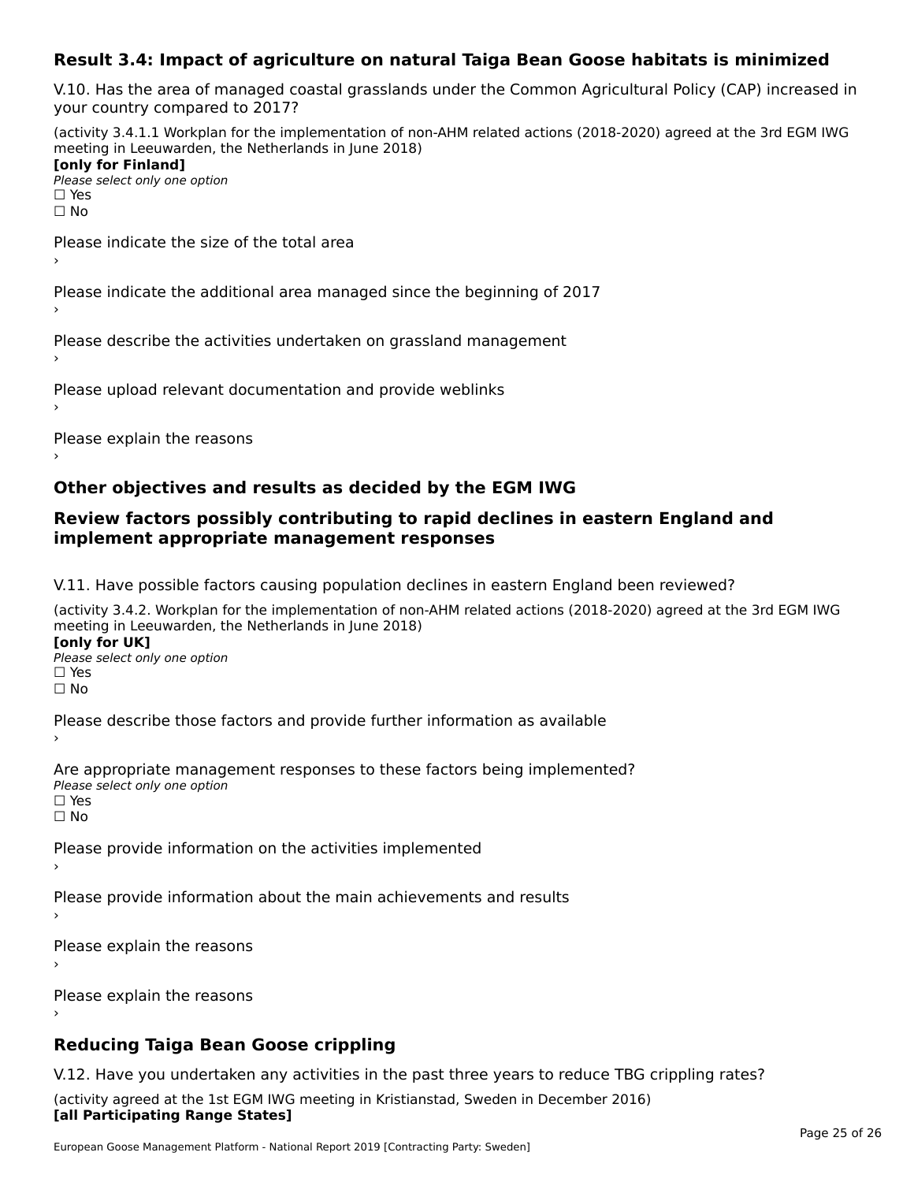### Result 3.4: Impact of agriculture on natural Taiga Bean Goose habitats is minimized

V.10. Has the area of managed coastal grasslands under the Common Agricultural Policy (CAP) increased in your country compared to 2017?

(activity 3.4.1.1 Workplan for the implementation of non-AHM related actions (2018-2020) agreed at the 3rd EGM IWG meeting in Leeuwarden, the Netherlands in June 2018)
**[only for Finland]**
*Please select only one option*
☐ Yes
☐ No

Please indicate the size of the total area
›

Please indicate the additional area managed since the beginning of 2017
›

Please describe the activities undertaken on grassland management
›

Please upload relevant documentation and provide weblinks
›

Please explain the reasons
›

## Other objectives and results as decided by the EGM IWG

## Review factors possibly contributing to rapid declines in eastern England and implement appropriate management responses

V.11. Have possible factors causing population declines in eastern England been reviewed?

(activity 3.4.2. Workplan for the implementation of non-AHM related actions (2018-2020) agreed at the 3rd EGM IWG meeting in Leeuwarden, the Netherlands in June 2018)
**[only for UK]**
*Please select only one option*
☐ Yes
☐ No

Please describe those factors and provide further information as available
›

Are appropriate management responses to these factors being implemented?
*Please select only one option*
☐ Yes
☐ No

Please provide information on the activities implemented
›

Please provide information about the main achievements and results
›

Please explain the reasons
›

Please explain the reasons
›

## Reducing Taiga Bean Goose crippling

V.12. Have you undertaken any activities in the past three years to reduce TBG crippling rates?

(activity agreed at the 1st EGM IWG meeting in Kristianstad, Sweden in December 2016)
**[all Participating Range States]**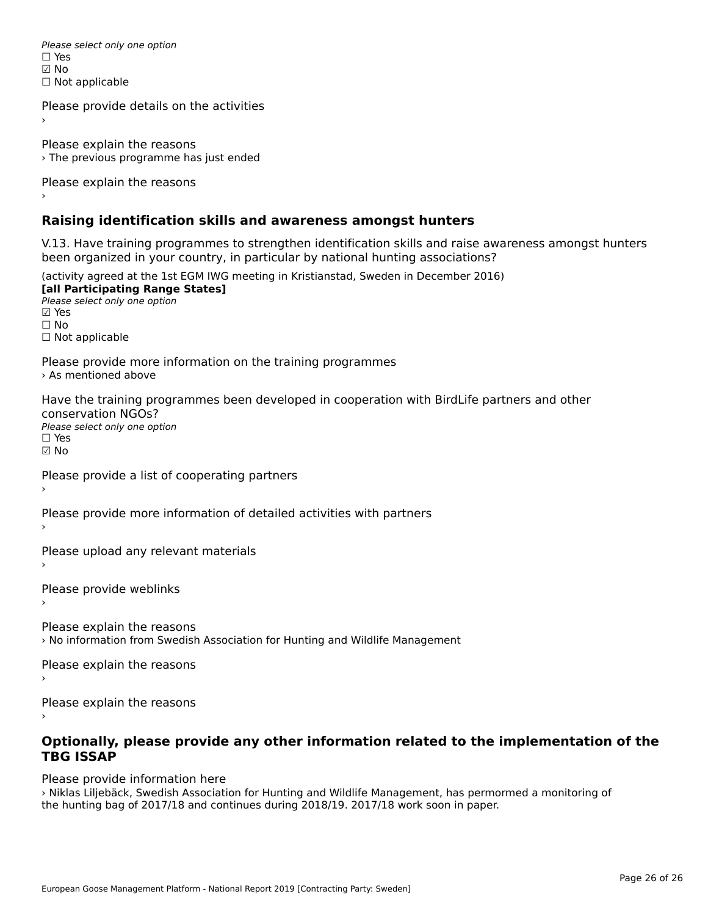*Please select only one option*
☐ Yes
☑ No
☐ Not applicable

Please provide details on the activities
›

Please explain the reasons
› The previous programme has just ended

Please explain the reasons
›

## Raising identification skills and awareness amongst hunters

V.13. Have training programmes to strengthen identification skills and raise awareness amongst hunters been organized in your country, in particular by national hunting associations?

(activity agreed at the 1st EGM IWG meeting in Kristianstad, Sweden in December 2016)
**[all Participating Range States]**
*Please select only one option*
☑ Yes
☐ No
☐ Not applicable

Please provide more information on the training programmes
› As mentioned above

Have the training programmes been developed in cooperation with BirdLife partners and other conservation NGOs?
*Please select only one option*
☐ Yes
☑ No

Please provide a list of cooperating partners
›

Please provide more information of detailed activities with partners
›

Please upload any relevant materials
›

Please provide weblinks
›

Please explain the reasons
› No information from Swedish Association for Hunting and Wildlife Management

Please explain the reasons
›

Please explain the reasons
›

## Optionally, please provide any other information related to the implementation of the TBG ISSAP

Please provide information here
› Niklas Liljebäck, Swedish Association for Hunting and Wildlife Management, has permormed a monitoring of the hunting bag of 2017/18 and continues during 2018/19. 2017/18 work soon in paper.